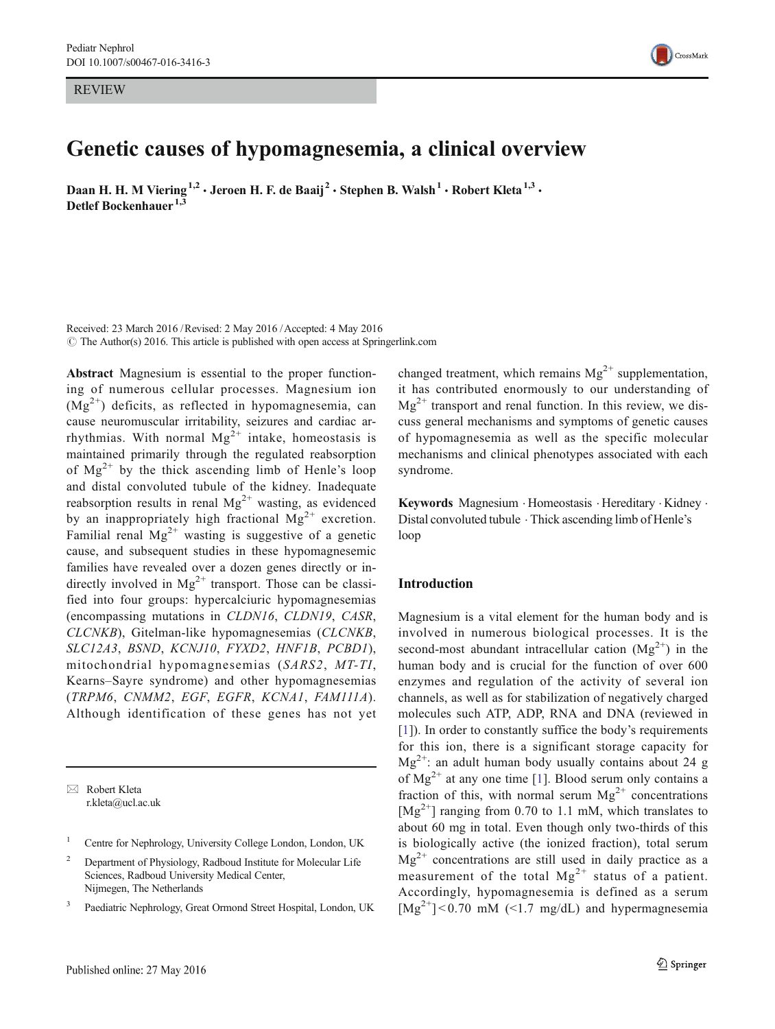REVIEW

# Genetic causes of hypomagnesemia, a clinical overview

Daan H. H. M Viering[1,2] · Jeroen H. F. de Baaij[2] · Stephen B. Walsh[1] · Robert Kleta[1,3] · Detlef Bockenhauer[1,3]

Received: 23 March 2016 / Revised: 2 May 2016 / Accepted: 4 May 2016
© The Author(s) 2016. This article is published with open access at Springerlink.com

**Abstract** Magnesium is essential to the proper functioning of numerous cellular processes. Magnesium ion ($Mg^{2+}$) deficits, as reflected in hypomagnesemia, can cause neuromuscular irritability, seizures and cardiac arrhythmias. With normal $Mg^{2+}$ intake, homeostasis is maintained primarily through the regulated reabsorption of $Mg^{2+}$ by the thick ascending limb of Henle's loop and distal convoluted tubule of the kidney. Inadequate reabsorption results in renal $Mg^{2+}$ wasting, as evidenced by an inappropriately high fractional $Mg^{2+}$ excretion. Familial renal $Mg^{2+}$ wasting is suggestive of a genetic cause, and subsequent studies in these hypomagnesemic families have revealed over a dozen genes directly or indirectly involved in $Mg^{2+}$ transport. Those can be classified into four groups: hypercalciuric hypomagnesemias (encompassing mutations in *CLDN16*, *CLDN19*, *CASR*, *CLCNKB*), Gitelman-like hypomagnesemias (*CLCNKB*, *SLC12A3*, *BSND*, *KCNJ10*, *FYXD2*, *HNF1B*, *PCBD1*), mitochondrial hypomagnesemias (*SARS2*, *MT-TI*, Kearns–Sayre syndrome) and other hypomagnesemias (*TRPM6*, *CNMM2*, *EGF*, *EGFR*, *KCNA1*, *FAM111A*). Although identification of these genes has not yet changed treatment, which remains $Mg^{2+}$ supplementation, it has contributed enormously to our understanding of $Mg^{2+}$ transport and renal function. In this review, we discuss general mechanisms and symptoms of genetic causes of hypomagnesemia as well as the specific molecular mechanisms and clinical phenotypes associated with each syndrome.

**Keywords** Magnesium · Homeostasis · Hereditary · Kidney · Distal convoluted tubule · Thick ascending limb of Henle's loop

✉ Robert Kleta
r.kleta@ucl.ac.uk

1 Centre for Nephrology, University College London, London, UK

2 Department of Physiology, Radboud Institute for Molecular Life Sciences, Radboud University Medical Center, Nijmegen, The Netherlands

3 Paediatric Nephrology, Great Ormond Street Hospital, London, UK

## Introduction

Magnesium is a vital element for the human body and is involved in numerous biological processes. It is the second-most abundant intracellular cation ($Mg^{2+}$) in the human body and is crucial for the function of over 600 enzymes and regulation of the activity of several ion channels, as well as for stabilization of negatively charged molecules such ATP, ADP, RNA and DNA (reviewed in [1]). In order to constantly suffice the body's requirements for this ion, there is a significant storage capacity for $Mg^{2+}$: an adult human body usually contains about 24 g of $Mg^{2+}$ at any one time [1]. Blood serum only contains a fraction of this, with normal serum $Mg^{2+}$ concentrations [$Mg^{2+}$] ranging from 0.70 to 1.1 mM, which translates to about 60 mg in total. Even though only two-thirds of this is biologically active (the ionized fraction), total serum $Mg^{2+}$ concentrations are still used in daily practice as a measurement of the total $Mg^{2+}$ status of a patient. Accordingly, hypomagnesemia is defined as a serum [$Mg^{2+}$] < 0.70 mM (<1.7 mg/dL) and hypermagnesemia

Published online: 27 May 2016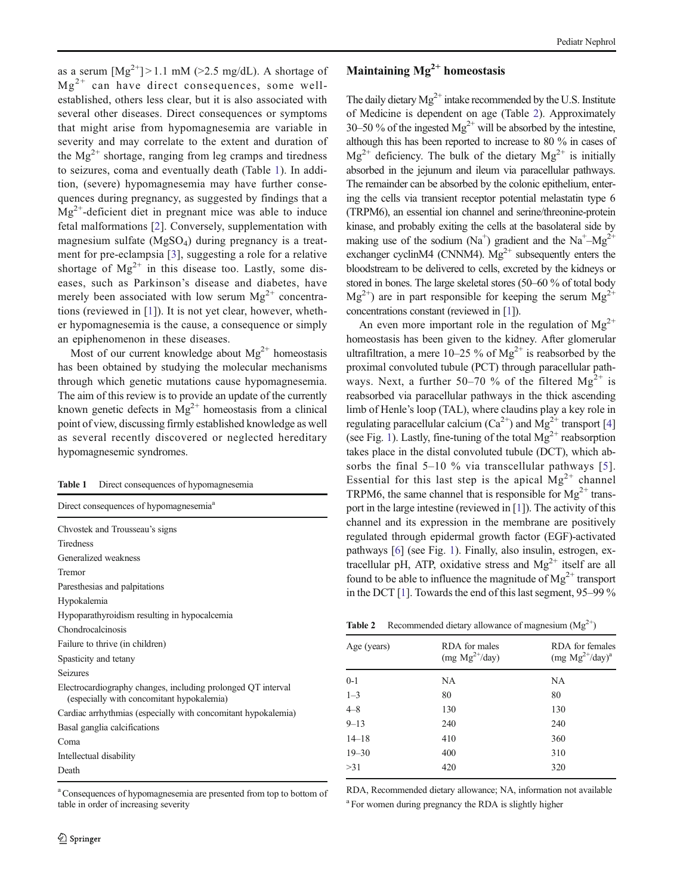as a serum $[Mg^{2+}] > 1.1$ mM (>2.5 mg/dL). A shortage of $Mg^{2+}$ can have direct consequences, some well-established, others less clear, but it is also associated with several other diseases. Direct consequences or symptoms that might arise from hypomagnesemia are variable in severity and may correlate to the extent and duration of the $Mg^{2+}$ shortage, ranging from leg cramps and tiredness to seizures, coma and eventually death (Table 1). In addition, (severe) hypomagnesemia may have further consequences during pregnancy, as suggested by findings that a $Mg^{2+}$-deficient diet in pregnant mice was able to induce fetal malformations [2]. Conversely, supplementation with magnesium sulfate ($MgSO_4$) during pregnancy is a treatment for pre-eclampsia [3], suggesting a role for a relative shortage of $Mg^{2+}$ in this disease too. Lastly, some diseases, such as Parkinson's disease and diabetes, have merely been associated with low serum $Mg^{2+}$ concentrations (reviewed in [1]). It is not yet clear, however, whether hypomagnesemia is the cause, a consequence or simply an epiphenomenon in these diseases.

Most of our current knowledge about $Mg^{2+}$ homeostasis has been obtained by studying the molecular mechanisms through which genetic mutations cause hypomagnesemia. The aim of this review is to provide an update of the currently known genetic defects in $Mg^{2+}$ homeostasis from a clinical point of view, discussing firmly established knowledge as well as several recently discovered or neglected hereditary hypomagnesemic syndromes.

**Table 1** Direct consequences of hypomagnesemia

| Direct consequences of hypomagnesemia[a] |
|---|
| Chvostek and Trousseau's signs |
| Tiredness |
| Generalized weakness |
| Tremor |
| Paresthesias and palpitations |
| Hypokalemia |
| Hypoparathyroidism resulting in hypocalcemia |
| Chondrocalcinosis |
| Failure to thrive (in children) |
| Spasticity and tetany |
| Seizures |
| Electrocardiography changes, including prolonged QT interval (especially with concomitant hypokalemia) |
| Cardiac arrhythmias (especially with concomitant hypokalemia) |
| Basal ganglia calcifications |
| Coma |
| Intellectual disability |
| Death |

[a] Consequences of hypomagnesemia are presented from top to bottom of table in order of increasing severity

## Maintaining $Mg^{2+}$ homeostasis

The daily dietary $Mg^{2+}$ intake recommended by the U.S. Institute of Medicine is dependent on age (Table 2). Approximately 30–50 % of the ingested $Mg^{2+}$ will be absorbed by the intestine, although this has been reported to increase to 80 % in cases of $Mg^{2+}$ deficiency. The bulk of the dietary $Mg^{2+}$ is initially absorbed in the jejunum and ileum via paracellular pathways. The remainder can be absorbed by the colonic epithelium, entering the cells via transient receptor potential melastatin type 6 (TRPM6), an essential ion channel and serine/threonine-protein kinase, and probably exiting the cells at the basolateral side by making use of the sodium ($Na^{+}$) gradient and the $Na^{+}$–$Mg^{2+}$ exchanger cyclinM4 (CNNM4). $Mg^{2+}$ subsequently enters the bloodstream to be delivered to cells, excreted by the kidneys or stored in bones. The large skeletal stores (50–60 % of total body $Mg^{2+}$) are in part responsible for keeping the serum $Mg^{2+}$ concentrations constant (reviewed in [1]).

An even more important role in the regulation of $Mg^{2+}$ homeostasis has been given to the kidney. After glomerular ultrafiltration, a mere 10–25 % of $Mg^{2+}$ is reabsorbed by the proximal convoluted tubule (PCT) through paracellular pathways. Next, a further 50–70 % of the filtered $Mg^{2+}$ is reabsorbed via paracellular pathways in the thick ascending limb of Henle's loop (TAL), where claudins play a key role in regulating paracellular calcium ($Ca^{2+}$) and $Mg^{2+}$ transport [4] (see Fig. 1). Lastly, fine-tuning of the total $Mg^{2+}$ reabsorption takes place in the distal convoluted tubule (DCT), which absorbs the final 5–10 % via transcellular pathways [5]. Essential for this last step is the apical $Mg^{2+}$ channel TRPM6, the same channel that is responsible for $Mg^{2+}$ transport in the large intestine (reviewed in [1]). The activity of this channel and its expression in the membrane are positively regulated through epidermal growth factor (EGF)-activated pathways [6] (see Fig. 1). Finally, also insulin, estrogen, extracellular pH, ATP, oxidative stress and $Mg^{2+}$ itself are all found to be able to influence the magnitude of $Mg^{2+}$ transport in the DCT [1]. Towards the end of this last segment, 95–99 %

**Table 2** Recommended dietary allowance of magnesium ($Mg^{2+}$)

| Age (years) | RDA for males (mg $Mg^{2+}$/day) | RDA for females (mg $Mg^{2+}$/day)[a] |
|---|---|---|
| 0-1 | NA | NA |
| 1–3 | 80 | 80 |
| 4–8 | 130 | 130 |
| 9–13 | 240 | 240 |
| 14–18 | 410 | 360 |
| 19–30 | 400 | 310 |
| >31 | 420 | 320 |

RDA, Recommended dietary allowance; NA, information not available

[a] For women during pregnancy the RDA is slightly higher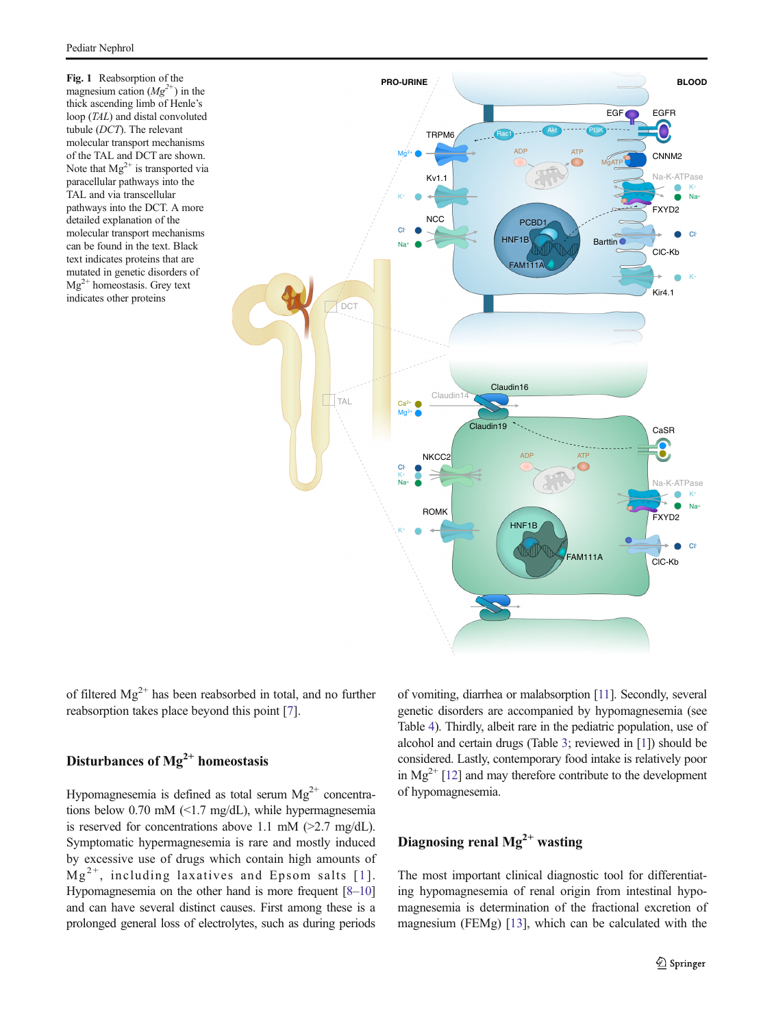**Fig. 1** Reabsorption of the magnesium cation ($Mg^{2+}$) in the thick ascending limb of Henle's loop (*TAL*) and distal convoluted tubule (*DCT*). The relevant molecular transport mechanisms of the TAL and DCT are shown. Note that $Mg^{2+}$ is transported via paracellular pathways into the TAL and via transcellular pathways into the DCT. A more detailed explanation of the molecular transport mechanisms can be found in the text. Black text indicates proteins that are mutated in genetic disorders of $Mg^{2+}$ homeostasis. Grey text indicates other proteins

of filtered $Mg^{2+}$ has been reabsorbed in total, and no further reabsorption takes place beyond this point [7].

## Disturbances of $Mg^{2+}$ homeostasis

Hypomagnesemia is defined as total serum $Mg^{2+}$ concentrations below 0.70 mM (<1.7 mg/dL), while hypermagnesemia is reserved for concentrations above 1.1 mM (>2.7 mg/dL). Symptomatic hypermagnesemia is rare and mostly induced by excessive use of drugs which contain high amounts of $Mg^{2+}$, including laxatives and Epsom salts [1]. Hypomagnesemia on the other hand is more frequent [8–10] and can have several distinct causes. First among these is a prolonged general loss of electrolytes, such as during periods of vomiting, diarrhea or malabsorption [11]. Secondly, several genetic disorders are accompanied by hypomagnesemia (see Table 4). Thirdly, albeit rare in the pediatric population, use of alcohol and certain drugs (Table 3; reviewed in [1]) should be considered. Lastly, contemporary food intake is relatively poor in $Mg^{2+}$ [12] and may therefore contribute to the development of hypomagnesemia.

## Diagnosing renal $Mg^{2+}$ wasting

The most important clinical diagnostic tool for differentiating hypomagnesemia of renal origin from intestinal hypomagnesemia is determination of the fractional excretion of magnesium (FEMg) [13], which can be calculated with the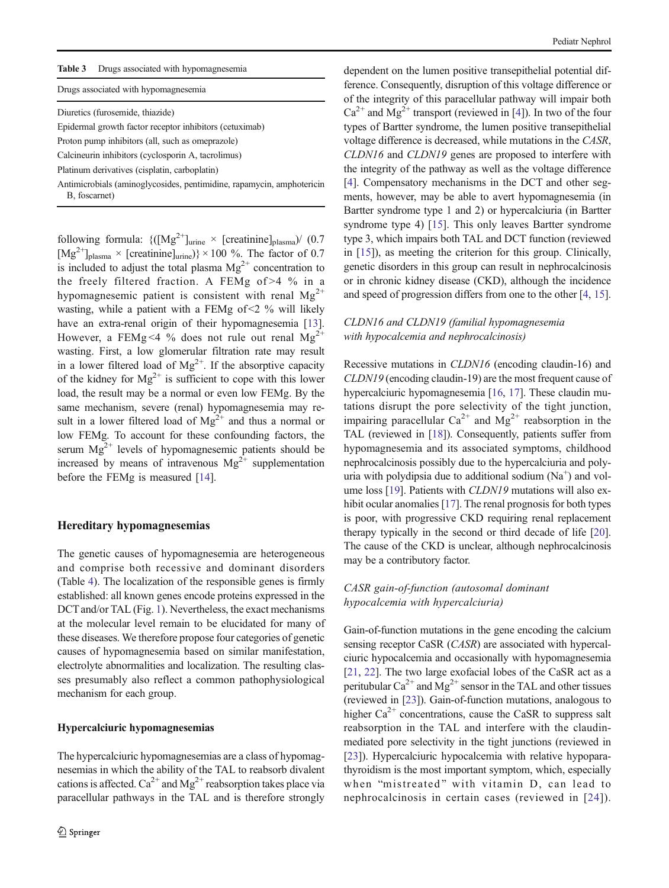**Table 3** Drugs associated with hypomagnesemia

| Drugs associated with hypomagnesemia |
| --- |
| Diuretics (furosemide, thiazide) |
| Epidermal growth factor receptor inhibitors (cetuximab) |
| Proton pump inhibitors (all, such as omeprazole) |
| Calcineurin inhibitors (cyclosporin A, tacrolimus) |
| Platinum derivatives (cisplatin, carboplatin) |
| Antimicrobials (aminoglycosides, pentimidine, rapamycin, amphotericin B, foscarnet) |

following formula: $\{([Mg^{2+}]_{urine} \times [creatinine]_{plasma})/(0.7\ [Mg^{2+}]_{plasma} \times [creatinine]_{urine})\} \times 100$ %. The factor of 0.7 is included to adjust the total plasma $Mg^{2+}$ concentration to the freely filtered fraction. A FEMg of >4 % in a hypomagnesemic patient is consistent with renal $Mg^{2+}$ wasting, while a patient with a FEMg of <2 % will likely have an extra-renal origin of their hypomagnesemia [13]. However, a FEMg <4 % does not rule out renal $Mg^{2+}$ wasting. First, a low glomerular filtration rate may result in a lower filtered load of $Mg^{2+}$. If the absorptive capacity of the kidney for $Mg^{2+}$ is sufficient to cope with this lower load, the result may be a normal or even low FEMg. By the same mechanism, severe (renal) hypomagnesemia may result in a lower filtered load of $Mg^{2+}$ and thus a normal or low FEMg. To account for these confounding factors, the serum $Mg^{2+}$ levels of hypomagnesemic patients should be increased by means of intravenous $Mg^{2+}$ supplementation before the FEMg is measured [14].

## Hereditary hypomagnesemias

The genetic causes of hypomagnesemia are heterogeneous and comprise both recessive and dominant disorders (Table 4). The localization of the responsible genes is firmly established: all known genes encode proteins expressed in the DCT and/or TAL (Fig. 1). Nevertheless, the exact mechanisms at the molecular level remain to be elucidated for many of these diseases. We therefore propose four categories of genetic causes of hypomagnesemia based on similar manifestation, electrolyte abnormalities and localization. The resulting classes presumably also reflect a common pathophysiological mechanism for each group.

### Hypercalciuric hypomagnesemias

The hypercalciuric hypomagnesemias are a class of hypomagnesemias in which the ability of the TAL to reabsorb divalent cations is affected. $Ca^{2+}$ and $Mg^{2+}$ reabsorption takes place via paracellular pathways in the TAL and is therefore strongly dependent on the lumen positive transepithelial potential difference. Consequently, disruption of this voltage difference or of the integrity of this paracellular pathway will impair both $Ca^{2+}$ and $Mg^{2+}$ transport (reviewed in [4]). In two of the four types of Bartter syndrome, the lumen positive transepithelial voltage difference is decreased, while mutations in the *CASR*, *CLDN16* and *CLDN19* genes are proposed to interfere with the integrity of the pathway as well as the voltage difference [4]. Compensatory mechanisms in the DCT and other segments, however, may be able to avert hypomagnesemia (in Bartter syndrome type 1 and 2) or hypercalciuria (in Bartter syndrome type 4) [15]. This only leaves Bartter syndrome type 3, which impairs both TAL and DCT function (reviewed in [15]), as meeting the criterion for this group. Clinically, genetic disorders in this group can result in nephrocalcinosis or in chronic kidney disease (CKD), although the incidence and speed of progression differs from one to the other [4, 15].

#### *CLDN16 and CLDN19 (familial hypomagnesemia with hypocalcemia and nephrocalcinosis)*

Recessive mutations in *CLDN16* (encoding claudin-16) and *CLDN19* (encoding claudin-19) are the most frequent cause of hypercalciuric hypomagnesemia [16, 17]. These claudin mutations disrupt the pore selectivity of the tight junction, impairing paracellular $Ca^{2+}$ and $Mg^{2+}$ reabsorption in the TAL (reviewed in [18]). Consequently, patients suffer from hypomagnesemia and its associated symptoms, childhood nephrocalcinosis possibly due to the hypercalciuria and polyuria with polydipsia due to additional sodium ($Na^{+}$) and volume loss [19]. Patients with *CLDN19* mutations will also exhibit ocular anomalies [17]. The renal prognosis for both types is poor, with progressive CKD requiring renal replacement therapy typically in the second or third decade of life [20]. The cause of the CKD is unclear, although nephrocalcinosis may be a contributory factor.

#### *CASR gain-of-function (autosomal dominant hypocalcemia with hypercalciuria)*

Gain-of-function mutations in the gene encoding the calcium sensing receptor CaSR (*CASR*) are associated with hypercalciuric hypocalcemia and occasionally with hypomagnesemia [21, 22]. The two large exofacial lobes of the CaSR act as a peritubular $Ca^{2+}$ and $Mg^{2+}$ sensor in the TAL and other tissues (reviewed in [23]). Gain-of-function mutations, analogous to higher $Ca^{2+}$ concentrations, cause the CaSR to suppress salt reabsorption in the TAL and interfere with the claudin-mediated pore selectivity in the tight junctions (reviewed in [23]). Hypercalciuric hypocalcemia with relative hypoparathyroidism is the most important symptom, which, especially when "mistreated" with vitamin D, can lead to nephrocalcinosis in certain cases (reviewed in [24]).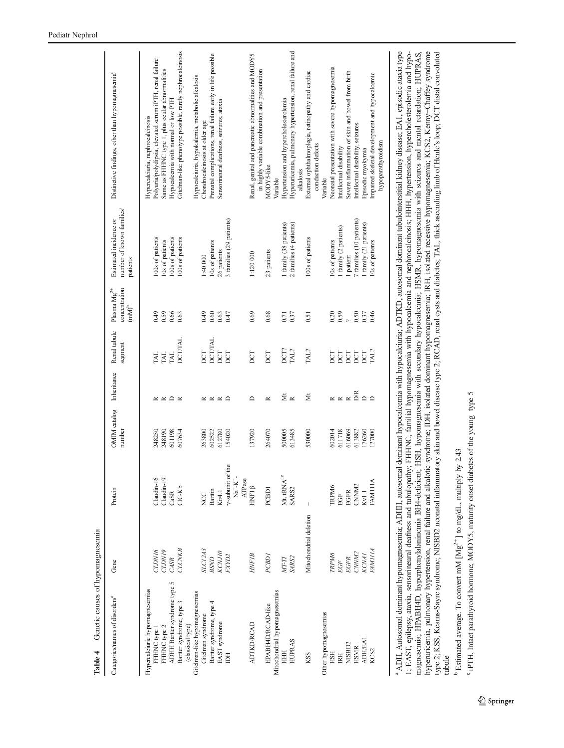**Table 4** Genetic causes of hypomagnesemia

| Categories/names of disorders[a] | Gene | Protein | OMIM catalog number | Inheritance | Renal tubule segment | Plasma $Mg^{2+}$ concentration (mM)[b] | Estimated incidence or number of known families/patients | Distinctive findings, other than hypomagnesemia[c] |
|---|---|---|---|---|---|---|---|---|
| Hypercalciuric hypomagnesemias | | | | | | | | |
| FHHNC type 1 | *CLDN16* | Claudin-16 | 248250 | R | TAL | 0.49 | 100s of patients | Hypercalciuria, nephrocalcinosis |
| FHHNC type 2 | *CLDN19* | Claudin-19 | 248190 | R | TAL | 0.59 | 10s of patients | Polyuria/polydipsia, elevated serum iPTH, renal failure |
| ADHH Bartter syndrome type 5 | *CASR* | CaSR | 601198 | D | TAL | 0.66 | 100s of patients | Same as FHHNC type 1, plus ocular abnormalities |
| Bartter syndrome, type 3 (classical type) | *CLCNKB* | ClC-Kb | 607634 | R | DCT/TAL | 0.63 | 100s of patients | Hypocalcemia with normal or low PTH |
| | | | | | | | | Gitelman-like phenotype possible, rarely nephrocalcinosis |
| Gitelman-like hypomagnesemias | | | | | | | | |
| Gitelman syndrome | *SLC12A3* | NCC | 263800 | R | DCT | 0.49 | 1:40 000 | Hypocalciuria, hypokalemia, metabolic alkalosis |
| Bartter syndrome, type 4 | *BSND* | Barttin | 602522 | R | DCT/TAL | 0.60 | 10s of patients | Chondrocalcinosis at older age |
| EAST syndrome | *KCNJ10* | Kir4.1 | 612780 | R | DCT | 0.63 | 26 patients | Prenatal complications, renal failure early in life possible |
| IDH | *FXYD2* | γ-subunit of the $Na^+$-$K^+$-ATPase | 154020 | D | DCT | 0.47 | 3 families (29 patients) | Sensorineural deafness, seizures, ataxia |
| ADTKD/RCAD | *HNF1B* | HNF1β | 137920 | D | DCT | 0.69 | 1:120 000 | Renal, genital and pancreatic abnormalities and MODY5 in highly variable combination and presentation |
| HPABH4D/RCAD-like | *PCBD1* | PCBD1 | 264070 | R | DCT | 0.68 | 23 patients | MODY5-like |
| Mitochondrial hypomagnesemias | | | | | | | | Variable |
| HHH | *MT-TI* | Mt. tRNA[Ile] | 500005 | Mt | DCT? | 0.71 | 1 family (38 patients) | Hypertension and hypercholesterolemia |
| HUPRAS | *SARS2* | SARS2 | 613485 | R | TAL? | 0.37 | 2 families (4 patients) | Hyperuricemia, pulmonary hypertension, renal failure and alkalosis |
| KSS | Mitochondrial deletion | – | 530000 | Mt | TAL? | 0.51 | 100s of patients | External ophthalmoplegia, retinopathy and cardiac conduction defects |
| Other hypomagnesemias | | | | | | | | Variable |
| HSH | *TRPM6* | TRPM6 | 602014 | R | DCT | 0.20 | 10s of patients | Neonatal presentation with severe hypomagnesemia |
| IRH | *EGF* | EGF | 611718 | R | DCT | 0.59 | 1 family (2 patients) | Intellectual disability |
| NISBD2 | *EGFR* | EGFR | 616069 | R | DCT | ? | 1 patient | Severe inflammation of skin and bowel from birth |
| HSMR | *CNNM2* | CNNM2 | 613882 | D/R | DCT | 0.50 | 7 families (10 patients) | Intellectual disability, seizures |
| ADH/EA1 | *KCNA1* | Kv1.1 | 176260 | D | DCT | 0.37 | 1 family (21 patients) | Episodic myokymia |
| KCS2 | *FAM111A* | FAM111A | 127000 | D | TAL? | 0.46 | 10s of patients | Impaired skeletal development and hypocalcemic hypoparathyroidism |

[a] ADH, Autosomal dominant hypomagnesemia; ADHH, autosomal dominant hypocalcemia with hypocalciuria; ADTKD, autosomal dominant tubulointerstitial kidney disease; EA1, episodic ataxia type 1; EAST, epilepsy, ataxia, sensorineural deafness and tubulopathy; FHHNC, familial hypomagnesemia with hypocalcemia and nephrocalcinosis; HHH, hypertension, hypercholesterolemia and hypomagnesemia; HPABH4D, hyperphenylalaninemia BH4-deficient; HSH, hypomagnesemia with secondary hypocalcemia; HSMR, hypomagnesemia with seizures and mental retardation; HUPRAS, hyperuricemia, pulmonary hypertension, renal failure and alkalotic syndrome; IDH, isolated dominant hypomagnesemia; IRH, isolated recessive hypomagnesemia; KCS2, Kenny–Caffey syndrome type 2; KSS, Kearns-Sayre syndrome; NISBD2 neonatal inflammatory skin and bowel disease type 2; RCAD, renal cysts and diabetes; TAL, thick ascending limb of Henle's loop; DCT distal convoluted tubule

[b] Estimated average. To convert mM [$Mg^{2+}$] to mg/dL, multiply by 2.43

[c] iPTH, Intact parathyroid hormone; MODY5, maturity onset diabetes of the young type 5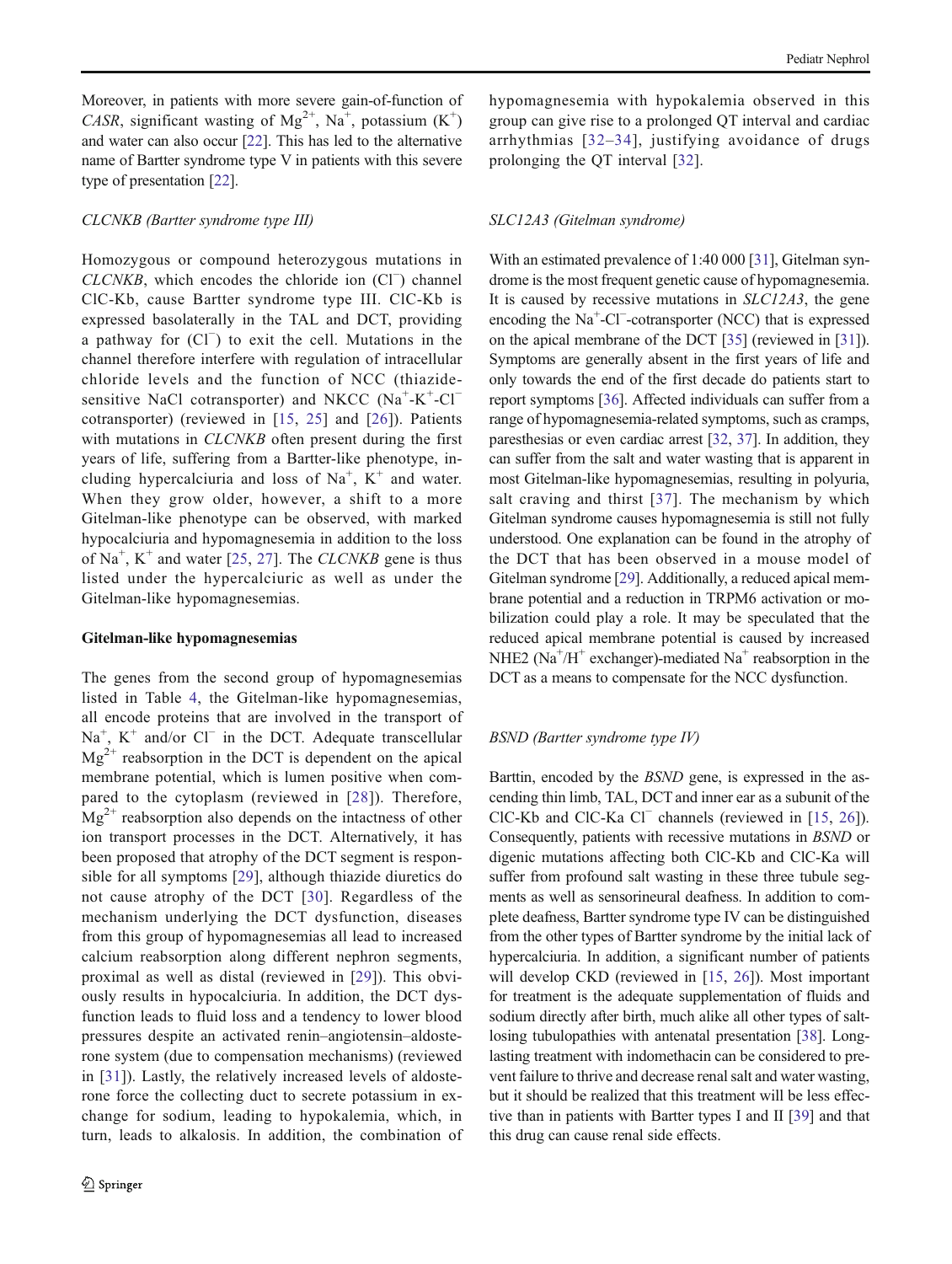Moreover, in patients with more severe gain-of-function of *CASR*, significant wasting of $Mg^{2+}$, $Na^+$, potassium ($K^+$) and water can also occur [22]. This has led to the alternative name of Bartter syndrome type V in patients with this severe type of presentation [22].

*CLCNKB (Bartter syndrome type III)*

Homozygous or compound heterozygous mutations in *CLCNKB*, which encodes the chloride ion ($Cl^-$) channel ClC-Kb, cause Bartter syndrome type III. ClC-Kb is expressed basolaterally in the TAL and DCT, providing a pathway for ($Cl^-$) to exit the cell. Mutations in the channel therefore interfere with regulation of intracellular chloride levels and the function of NCC (thiazide-sensitive NaCl cotransporter) and NKCC ($Na^+$-$K^+$-$Cl^-$ cotransporter) (reviewed in [15, 25] and [26]). Patients with mutations in *CLCNKB* often present during the first years of life, suffering from a Bartter-like phenotype, including hypercalciuria and loss of $Na^+$, $K^+$ and water. When they grow older, however, a shift to a more Gitelman-like phenotype can be observed, with marked hypocalciuria and hypomagnesemia in addition to the loss of $Na^+$, $K^+$ and water [25, 27]. The *CLCNKB* gene is thus listed under the hypercalciuric as well as under the Gitelman-like hypomagnesemias.

**Gitelman-like hypomagnesemias**

The genes from the second group of hypomagnesemias listed in Table 4, the Gitelman-like hypomagnesemias, all encode proteins that are involved in the transport of $Na^+$, $K^+$ and/or $Cl^-$ in the DCT. Adequate transcellular $Mg^{2+}$ reabsorption in the DCT is dependent on the apical membrane potential, which is lumen positive when compared to the cytoplasm (reviewed in [28]). Therefore, $Mg^{2+}$ reabsorption also depends on the intactness of other ion transport processes in the DCT. Alternatively, it has been proposed that atrophy of the DCT segment is responsible for all symptoms [29], although thiazide diuretics do not cause atrophy of the DCT [30]. Regardless of the mechanism underlying the DCT dysfunction, diseases from this group of hypomagnesemias all lead to increased calcium reabsorption along different nephron segments, proximal as well as distal (reviewed in [29]). This obviously results in hypocalciuria. In addition, the DCT dysfunction leads to fluid loss and a tendency to lower blood pressures despite an activated renin–angiotensin–aldosterone system (due to compensation mechanisms) (reviewed in [31]). Lastly, the relatively increased levels of aldosterone force the collecting duct to secrete potassium in exchange for sodium, leading to hypokalemia, which, in turn, leads to alkalosis. In addition, the combination of hypomagnesemia with hypokalemia observed in this group can give rise to a prolonged QT interval and cardiac arrhythmias [32–34], justifying avoidance of drugs prolonging the QT interval [32].

*SLC12A3 (Gitelman syndrome)*

With an estimated prevalence of 1:40 000 [31], Gitelman syndrome is the most frequent genetic cause of hypomagnesemia. It is caused by recessive mutations in *SLC12A3*, the gene encoding the $Na^+$-$Cl^-$-cotransporter (NCC) that is expressed on the apical membrane of the DCT [35] (reviewed in [31]). Symptoms are generally absent in the first years of life and only towards the end of the first decade do patients start to report symptoms [36]. Affected individuals can suffer from a range of hypomagnesemia-related symptoms, such as cramps, paresthesias or even cardiac arrest [32, 37]. In addition, they can suffer from the salt and water wasting that is apparent in most Gitelman-like hypomagnesemias, resulting in polyuria, salt craving and thirst [37]. The mechanism by which Gitelman syndrome causes hypomagnesemia is still not fully understood. One explanation can be found in the atrophy of the DCT that has been observed in a mouse model of Gitelman syndrome [29]. Additionally, a reduced apical membrane potential and a reduction in TRPM6 activation or mobilization could play a role. It may be speculated that the reduced apical membrane potential is caused by increased NHE2 ($Na^+$/$H^+$ exchanger)-mediated $Na^+$ reabsorption in the DCT as a means to compensate for the NCC dysfunction.

*BSND (Bartter syndrome type IV)*

Barttin, encoded by the *BSND* gene, is expressed in the ascending thin limb, TAL, DCT and inner ear as a subunit of the ClC-Kb and ClC-Ka $Cl^-$ channels (reviewed in [15, 26]). Consequently, patients with recessive mutations in *BSND* or digenic mutations affecting both ClC-Kb and ClC-Ka will suffer from profound salt wasting in these three tubule segments as well as sensorineural deafness. In addition to complete deafness, Bartter syndrome type IV can be distinguished from the other types of Bartter syndrome by the initial lack of hypercalciuria. In addition, a significant number of patients will develop CKD (reviewed in [15, 26]). Most important for treatment is the adequate supplementation of fluids and sodium directly after birth, much alike all other types of salt-losing tubulopathies with antenatal presentation [38]. Long-lasting treatment with indomethacin can be considered to prevent failure to thrive and decrease renal salt and water wasting, but it should be realized that this treatment will be less effective than in patients with Bartter types I and II [39] and that this drug can cause renal side effects.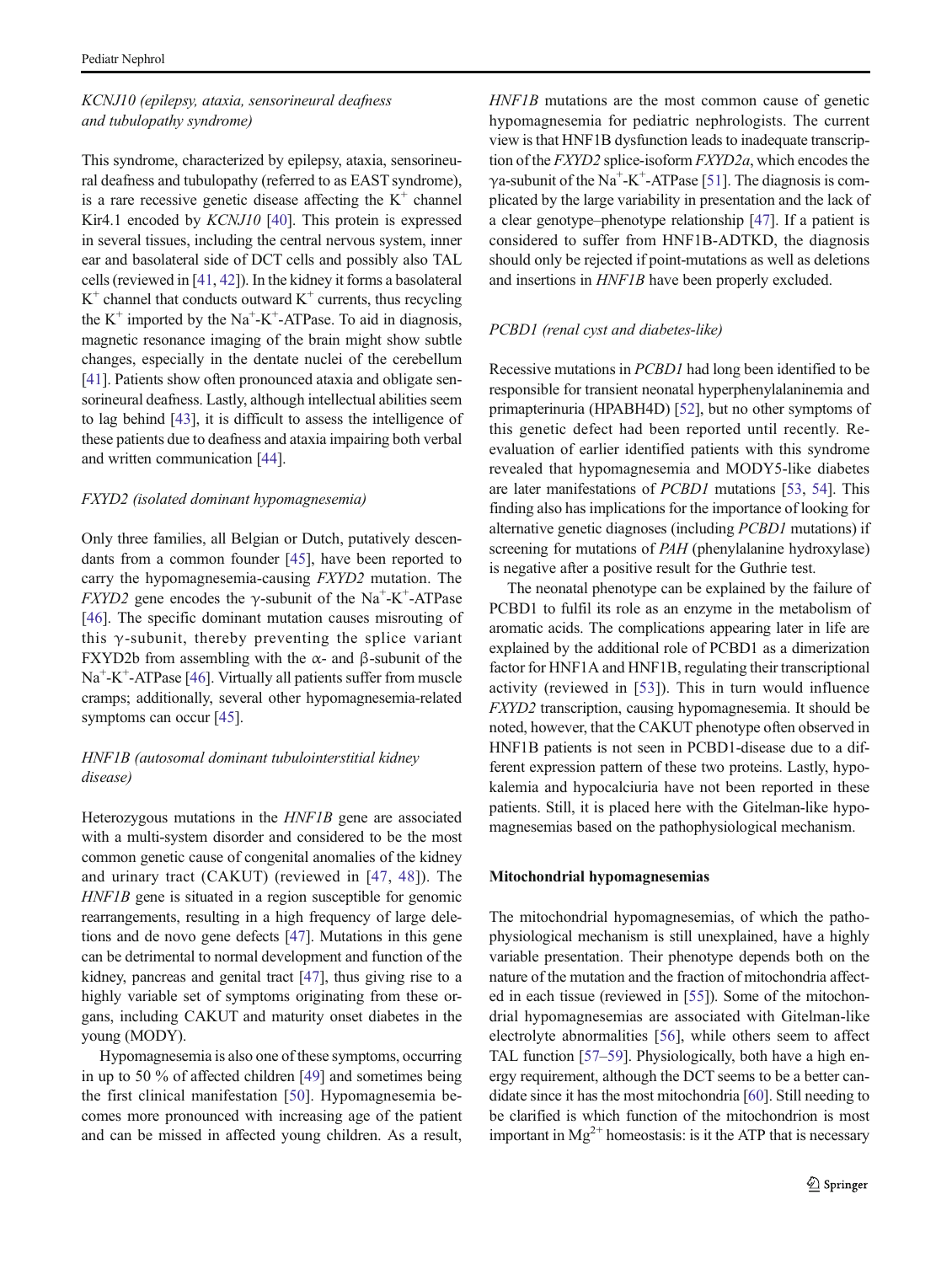*KCNJ10 (epilepsy, ataxia, sensorineural deafness and tubulopathy syndrome)*

This syndrome, characterized by epilepsy, ataxia, sensorineural deafness and tubulopathy (referred to as EAST syndrome), is a rare recessive genetic disease affecting the $K^+$ channel Kir4.1 encoded by *KCNJ10* [40]. This protein is expressed in several tissues, including the central nervous system, inner ear and basolateral side of DCT cells and possibly also TAL cells (reviewed in [41, 42]). In the kidney it forms a basolateral $K^+$ channel that conducts outward $K^+$ currents, thus recycling the $K^+$ imported by the $Na^+$-$K^+$-ATPase. To aid in diagnosis, magnetic resonance imaging of the brain might show subtle changes, especially in the dentate nuclei of the cerebellum [41]. Patients show often pronounced ataxia and obligate sensorineural deafness. Lastly, although intellectual abilities seem to lag behind [43], it is difficult to assess the intelligence of these patients due to deafness and ataxia impairing both verbal and written communication [44].

*FXYD2 (isolated dominant hypomagnesemia)*

Only three families, all Belgian or Dutch, putatively descendants from a common founder [45], have been reported to carry the hypomagnesemia-causing *FXYD2* mutation. The *FXYD2* gene encodes the γ-subunit of the $Na^+$-$K^+$-ATPase [46]. The specific dominant mutation causes misrouting of this γ-subunit, thereby preventing the splice variant FXYD2b from assembling with the α- and β-subunit of the $Na^+$-$K^+$-ATPase [46]. Virtually all patients suffer from muscle cramps; additionally, several other hypomagnesemia-related symptoms can occur [45].

*HNF1B (autosomal dominant tubulointerstitial kidney disease)*

Heterozygous mutations in the *HNF1B* gene are associated with a multi-system disorder and considered to be the most common genetic cause of congenital anomalies of the kidney and urinary tract (CAKUT) (reviewed in [47, 48]). The *HNF1B* gene is situated in a region susceptible for genomic rearrangements, resulting in a high frequency of large deletions and de novo gene defects [47]. Mutations in this gene can be detrimental to normal development and function of the kidney, pancreas and genital tract [47], thus giving rise to a highly variable set of symptoms originating from these organs, including CAKUT and maturity onset diabetes in the young (MODY).

Hypomagnesemia is also one of these symptoms, occurring in up to 50 % of affected children [49] and sometimes being the first clinical manifestation [50]. Hypomagnesemia becomes more pronounced with increasing age of the patient and can be missed in affected young children. As a result, *HNF1B* mutations are the most common cause of genetic hypomagnesemia for pediatric nephrologists. The current view is that HNF1B dysfunction leads to inadequate transcription of the *FXYD2* splice-isoform *FXYD2a*, which encodes the γa-subunit of the $Na^+$-$K^+$-ATPase [51]. The diagnosis is complicated by the large variability in presentation and the lack of a clear genotype–phenotype relationship [47]. If a patient is considered to suffer from HNF1B-ADTKD, the diagnosis should only be rejected if point-mutations as well as deletions and insertions in *HNF1B* have been properly excluded.

*PCBD1 (renal cyst and diabetes-like)*

Recessive mutations in *PCBD1* had long been identified to be responsible for transient neonatal hyperphenylalaninemia and primapterinuria (HPABH4D) [52], but no other symptoms of this genetic defect had been reported until recently. Re-evaluation of earlier identified patients with this syndrome revealed that hypomagnesemia and MODY5-like diabetes are later manifestations of *PCBD1* mutations [53, 54]. This finding also has implications for the importance of looking for alternative genetic diagnoses (including *PCBD1* mutations) if screening for mutations of *PAH* (phenylalanine hydroxylase) is negative after a positive result for the Guthrie test.

The neonatal phenotype can be explained by the failure of PCBD1 to fulfil its role as an enzyme in the metabolism of aromatic acids. The complications appearing later in life are explained by the additional role of PCBD1 as a dimerization factor for HNF1A and HNF1B, regulating their transcriptional activity (reviewed in [53]). This in turn would influence *FXYD2* transcription, causing hypomagnesemia. It should be noted, however, that the CAKUT phenotype often observed in HNF1B patients is not seen in PCBD1-disease due to a different expression pattern of these two proteins. Lastly, hypokalemia and hypocalciuria have not been reported in these patients. Still, it is placed here with the Gitelman-like hypomagnesemias based on the pathophysiological mechanism.

**Mitochondrial hypomagnesemias**

The mitochondrial hypomagnesemias, of which the pathophysiological mechanism is still unexplained, have a highly variable presentation. Their phenotype depends both on the nature of the mutation and the fraction of mitochondria affected in each tissue (reviewed in [55]). Some of the mitochondrial hypomagnesemias are associated with Gitelman-like electrolyte abnormalities [56], while others seem to affect TAL function [57–59]. Physiologically, both have a high energy requirement, although the DCT seems to be a better candidate since it has the most mitochondria [60]. Still needing to be clarified is which function of the mitochondrion is most important in $Mg^{2+}$ homeostasis: is it the ATP that is necessary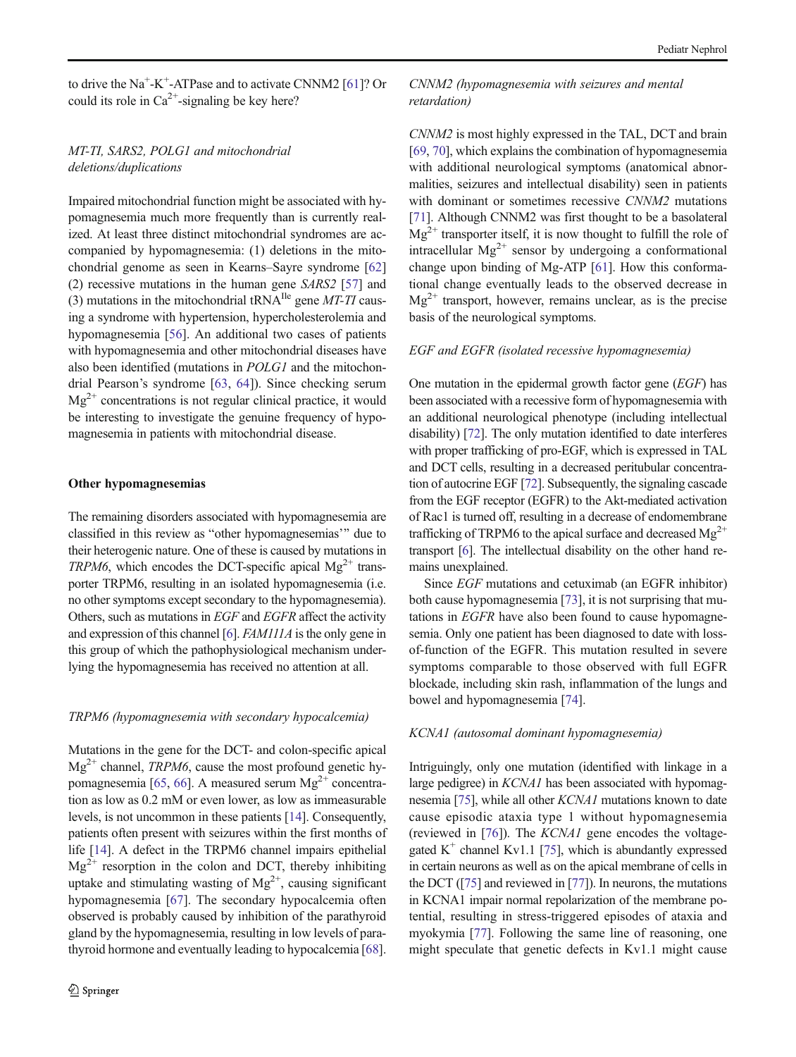to drive the $Na^+$-$K^+$-ATPase and to activate CNNM2 [61]? Or could its role in $Ca^{2+}$-signaling be key here?

### *MT-TI, SARS2, POLG1 and mitochondrial deletions/duplications*

Impaired mitochondrial function might be associated with hypomagnesemia much more frequently than is currently realized. At least three distinct mitochondrial syndromes are accompanied by hypomagnesemia: (1) deletions in the mitochondrial genome as seen in Kearns–Sayre syndrome [62] (2) recessive mutations in the human gene *SARS2* [57] and (3) mutations in the mitochondrial $tRNA^{Ile}$ gene *MT-TI* causing a syndrome with hypertension, hypercholesterolemia and hypomagnesemia [56]. An additional two cases of patients with hypomagnesemia and other mitochondrial diseases have also been identified (mutations in *POLG1* and the mitochondrial Pearson's syndrome [63, 64]). Since checking serum $Mg^{2+}$ concentrations is not regular clinical practice, it would be interesting to investigate the genuine frequency of hypomagnesemia in patients with mitochondrial disease.

## Other hypomagnesemias

The remaining disorders associated with hypomagnesemia are classified in this review as "other hypomagnesemias'" due to their heterogenic nature. One of these is caused by mutations in *TRPM6*, which encodes the DCT-specific apical $Mg^{2+}$ transporter TRPM6, resulting in an isolated hypomagnesemia (i.e. no other symptoms except secondary to the hypomagnesemia). Others, such as mutations in *EGF* and *EGFR* affect the activity and expression of this channel [6]. *FAM111A* is the only gene in this group of which the pathophysiological mechanism underlying the hypomagnesemia has received no attention at all.

### *TRPM6 (hypomagnesemia with secondary hypocalcemia)*

Mutations in the gene for the DCT- and colon-specific apical $Mg^{2+}$ channel, *TRPM6*, cause the most profound genetic hypomagnesemia [65, 66]. A measured serum $Mg^{2+}$ concentration as low as 0.2 mM or even lower, as low as immeasurable levels, is not uncommon in these patients [14]. Consequently, patients often present with seizures within the first months of life [14]. A defect in the TRPM6 channel impairs epithelial $Mg^{2+}$ resorption in the colon and DCT, thereby inhibiting uptake and stimulating wasting of $Mg^{2+}$, causing significant hypomagnesemia [67]. The secondary hypocalcemia often observed is probably caused by inhibition of the parathyroid gland by the hypomagnesemia, resulting in low levels of parathyroid hormone and eventually leading to hypocalcemia [68].

### *CNNM2 (hypomagnesemia with seizures and mental retardation)*

*CNNM2* is most highly expressed in the TAL, DCT and brain [69, 70], which explains the combination of hypomagnesemia with additional neurological symptoms (anatomical abnormalities, seizures and intellectual disability) seen in patients with dominant or sometimes recessive *CNNM2* mutations [71]. Although CNNM2 was first thought to be a basolateral $Mg^{2+}$ transporter itself, it is now thought to fulfill the role of intracellular $Mg^{2+}$ sensor by undergoing a conformational change upon binding of Mg-ATP [61]. How this conformational change eventually leads to the observed decrease in $Mg^{2+}$ transport, however, remains unclear, as is the precise basis of the neurological symptoms.

### *EGF and EGFR (isolated recessive hypomagnesemia)*

One mutation in the epidermal growth factor gene (*EGF*) has been associated with a recessive form of hypomagnesemia with an additional neurological phenotype (including intellectual disability) [72]. The only mutation identified to date interferes with proper trafficking of pro-EGF, which is expressed in TAL and DCT cells, resulting in a decreased peritubular concentration of autocrine EGF [72]. Subsequently, the signaling cascade from the EGF receptor (EGFR) to the Akt-mediated activation of Rac1 is turned off, resulting in a decrease of endomembrane trafficking of TRPM6 to the apical surface and decreased $Mg^{2+}$ transport [6]. The intellectual disability on the other hand remains unexplained.

Since *EGF* mutations and cetuximab (an EGFR inhibitor) both cause hypomagnesemia [73], it is not surprising that mutations in *EGFR* have also been found to cause hypomagnesemia. Only one patient has been diagnosed to date with loss-of-function of the EGFR. This mutation resulted in severe symptoms comparable to those observed with full EGFR blockade, including skin rash, inflammation of the lungs and bowel and hypomagnesemia [74].

### *KCNA1 (autosomal dominant hypomagnesemia)*

Intriguingly, only one mutation (identified with linkage in a large pedigree) in *KCNA1* has been associated with hypomagnesemia [75], while all other *KCNA1* mutations known to date cause episodic ataxia type 1 without hypomagnesemia (reviewed in [76]). The *KCNA1* gene encodes the voltage-gated $K^+$ channel Kv1.1 [75], which is abundantly expressed in certain neurons as well as on the apical membrane of cells in the DCT ([75] and reviewed in [77]). In neurons, the mutations in KCNA1 impair normal repolarization of the membrane potential, resulting in stress-triggered episodes of ataxia and myokymia [77]. Following the same line of reasoning, one might speculate that genetic defects in Kv1.1 might cause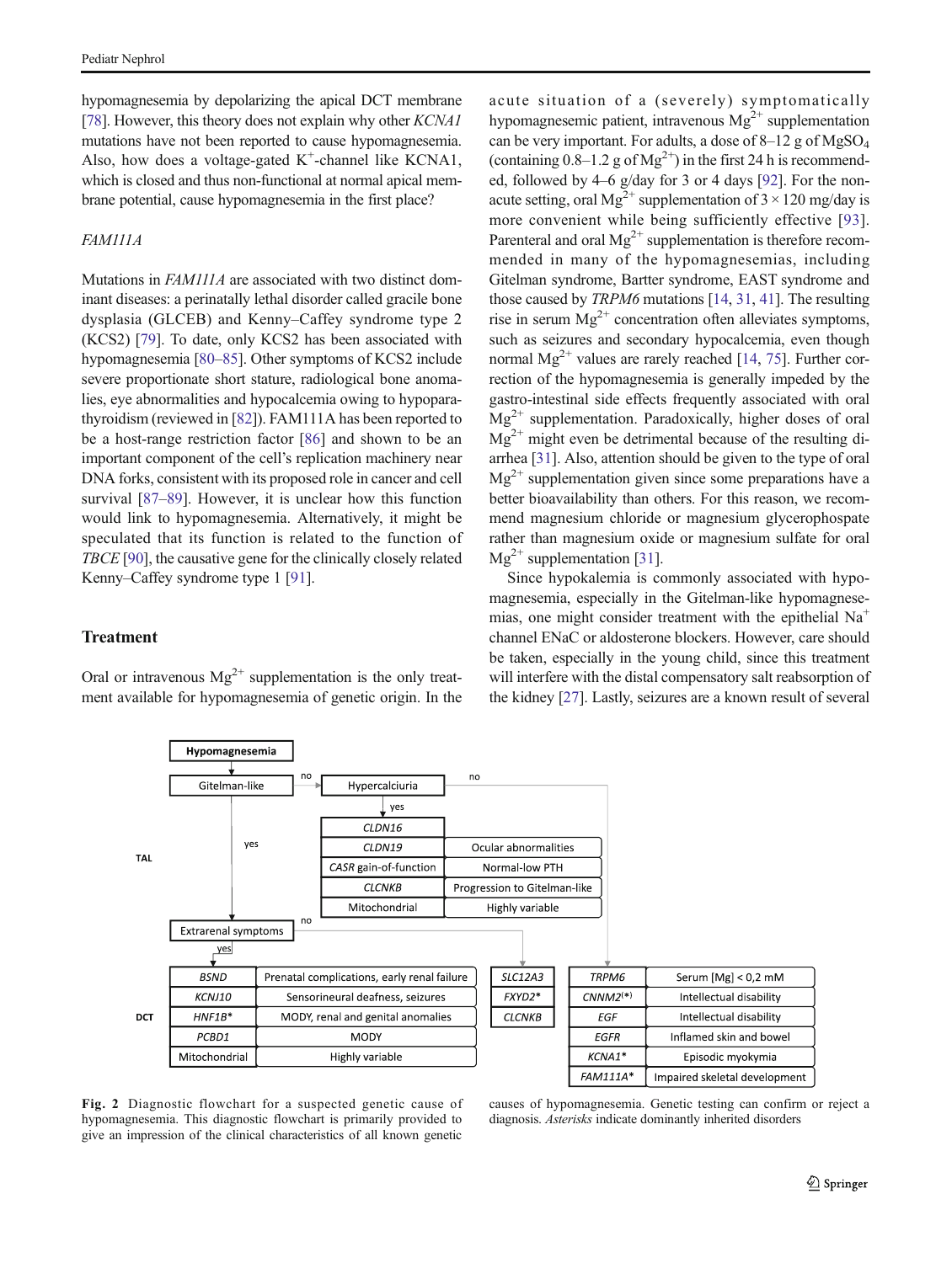hypomagnesemia by depolarizing the apical DCT membrane [78]. However, this theory does not explain why other *KCNA1* mutations have not been reported to cause hypomagnesemia. Also, how does a voltage-gated $K^+$-channel like KCNA1, which is closed and thus non-functional at normal apical membrane potential, cause hypomagnesemia in the first place?

### *FAM111A*

Mutations in *FAM111A* are associated with two distinct dominant diseases: a perinatally lethal disorder called gracile bone dysplasia (GLCEB) and Kenny–Caffey syndrome type 2 (KCS2) [79]. To date, only KCS2 has been associated with hypomagnesemia [80–85]. Other symptoms of KCS2 include severe proportionate short stature, radiological bone anomalies, eye abnormalities and hypocalcemia owing to hypoparathyroidism (reviewed in [82]). FAM111A has been reported to be a host-range restriction factor [86] and shown to be an important component of the cell's replication machinery near DNA forks, consistent with its proposed role in cancer and cell survival [87–89]. However, it is unclear how this function would link to hypomagnesemia. Alternatively, it might be speculated that its function is related to the function of *TBCE* [90], the causative gene for the clinically closely related Kenny–Caffey syndrome type 1 [91].

## Treatment

Oral or intravenous $Mg^{2+}$ supplementation is the only treatment available for hypomagnesemia of genetic origin. In the acute situation of a (severely) symptomatically hypomagnesemic patient, intravenous $Mg^{2+}$ supplementation can be very important. For adults, a dose of 8–12 g of $MgSO_4$ (containing 0.8–1.2 g of $Mg^{2+}$) in the first 24 h is recommended, followed by 4–6 g/day for 3 or 4 days [92]. For the non-acute setting, oral $Mg^{2+}$ supplementation of 3 × 120 mg/day is more convenient while being sufficiently effective [93]. Parenteral and oral $Mg^{2+}$ supplementation is therefore recommended in many of the hypomagnesemias, including Gitelman syndrome, Bartter syndrome, EAST syndrome and those caused by *TRPM6* mutations [14, 31, 41]. The resulting rise in serum $Mg^{2+}$ concentration often alleviates symptoms, such as seizures and secondary hypocalcemia, even though normal $Mg^{2+}$ values are rarely reached [14, 75]. Further correction of the hypomagnesemia is generally impeded by the gastro-intestinal side effects frequently associated with oral $Mg^{2+}$ supplementation. Paradoxically, higher doses of oral $Mg^{2+}$ might even be detrimental because of the resulting diarrhea [31]. Also, attention should be given to the type of oral $Mg^{2+}$ supplementation given since some preparations have a better bioavailability than others. For this reason, we recommend magnesium chloride or magnesium glycerophospate rather than magnesium oxide or magnesium sulfate for oral $Mg^{2+}$ supplementation [31].

Since hypokalemia is commonly associated with hypomagnesemia, especially in the Gitelman-like hypomagnesemias, one might consider treatment with the epithelial $Na^+$ channel ENaC or aldosterone blockers. However, care should be taken, especially in the young child, since this treatment will interfere with the distal compensatory salt reabsorption of the kidney [27]. Lastly, seizures are a known result of several

Hypomagnesemia → Gitelman-like? If no → Hypercalciuria? If yes (TAL):

| Gene | Clinical characteristic |
|---|---|
| *CLDN16* | |
| *CLDN19* | Ocular abnormalities |
| *CASR* gain-of-function | Normal-low PTH |
| *CLCNKB* | Progression to Gitelman-like |
| Mitochondrial | Highly variable |

Gitelman-like: yes → Extrarenal symptoms? If yes (DCT):

| Gene | Clinical characteristic |
|---|---|
| *BSND* | Prenatal complications, early renal failure |
| *KCNJ10* | Sensorineural deafness, seizures |
| *HNF1B** | MODY, renal and genital anomalies |
| *PCBD1* | MODY |
| Mitochondrial | Highly variable |

Extrarenal symptoms: no (DCT):

| Gene |
|---|
| *SLC12A3* |
| *FXYD2** |
| *CLCNKB* |

Hypercalciuria: no (DCT):

| Gene | Clinical characteristic |
|---|---|
| *TRPM6* | Serum [Mg] < 0,2 mM |
| *CNNM2*(*) | Intellectual disability |
| *EGF* | Intellectual disability |
| *EGFR* | Inflamed skin and bowel |
| *KCNA1** | Episodic myokymia |
| *FAM111A** | Impaired skeletal development |

**Fig. 2** Diagnostic flowchart for a suspected genetic cause of hypomagnesemia. This diagnostic flowchart is primarily provided to give an impression of the clinical characteristics of all known genetic causes of hypomagnesemia. Genetic testing can confirm or reject a diagnosis. *Asterisks* indicate dominantly inherited disorders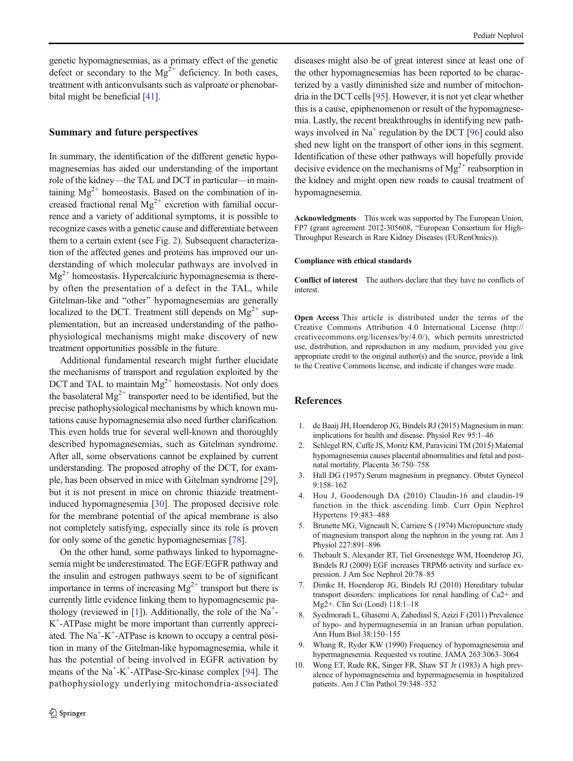genetic hypomagnesemias, as a primary effect of the genetic defect or secondary to the $Mg^{2+}$ deficiency. In both cases, treatment with anticonvulsants such as valproate or phenobarbital might be beneficial [41].

## Summary and future perspectives

In summary, the identification of the different genetic hypomagnesemias has aided our understanding of the important role of the kidney—the TAL and DCT in particular—in maintaining $Mg^{2+}$ homeostasis. Based on the combination of increased fractional renal $Mg^{2+}$ excretion with familial occurrence and a variety of additional symptoms, it is possible to recognize cases with a genetic cause and differentiate between them to a certain extent (see Fig. 2). Subsequent characterization of the affected genes and proteins has improved our understanding of which molecular pathways are involved in $Mg^{2+}$ homeostasis. Hypercalciuric hypomagnesemia is thereby often the presentation of a defect in the TAL, while Gitelman-like and "other" hypomagnesemias are generally localized to the DCT. Treatment still depends on $Mg^{2+}$ supplementation, but an increased understanding of the pathophysiological mechanisms might make discovery of new treatment opportunities possible in the future.

Additional fundamental research might further elucidate the mechanisms of transport and regulation exploited by the DCT and TAL to maintain $Mg^{2+}$ homeostasis. Not only does the basolateral $Mg^{2+}$ transporter need to be identified, but the precise pathophysiological mechanisms by which known mutations cause hypomagnesemia also need further clarification. This even holds true for several well-known and thoroughly described hypomagnesemias, such as Gitelman syndrome. After all, some observations cannot be explained by current understanding. The proposed atrophy of the DCT, for example, has been observed in mice with Gitelman syndrome [29], but it is not present in mice on chronic thiazide treatment-induced hypomagnesemia [30]. The proposed decisive role for the membrane potential of the apical membrane is also not completely satisfying, especially since its role is proven for only some of the genetic hypomagnesemias [78].

On the other hand, some pathways linked to hypomagnesemia might be underestimated. The EGF/EGFR pathway and the insulin and estrogen pathways seem to be of significant importance in terms of increasing $Mg^{2+}$ transport but there is currently little evidence linking them to hypomagnesemic pathology (reviewed in [1]). Additionally, the role of the $Na^+$-$K^+$-ATPase might be more important than currently appreciated. The $Na^+$-$K^+$-ATPase is known to occupy a central position in many of the Gitelman-like hypomagnesemia, while it has the potential of being involved in EGFR activation by means of the $Na^+$-$K^+$-ATPase-Src-kinase complex [94]. The pathophysiology underlying mitochondria-associated diseases might also be of great interest since at least one of the other hypomagnesemias has been reported to be characterized by a vastly diminished size and number of mitochondria in the DCT cells [95]. However, it is not yet clear whether this is a cause, epiphenomenon or result of the hypomagnesemia. Lastly, the recent breakthroughs in identifying new pathways involved in $Na^+$ regulation by the DCT [96] could also shed new light on the transport of other ions in this segment. Identification of these other pathways will hopefully provide decisive evidence on the mechanisms of $Mg^{2+}$ reabsorption in the kidney and might open new roads to causal treatment of hypomagnesemia.

**Acknowledgments** This work was supported by The European Union, FP7 (grant agreement 2012-305608, "European Consortium for High-Throughput Research in Rare Kidney Diseases (EURenOmics)).

**Compliance with ethical standards**

**Conflict of interest** The authors declare that they have no conflicts of interest.

**Open Access** This article is distributed under the terms of the Creative Commons Attribution 4.0 International License (http://creativecommons.org/licenses/by/4.0/), which permits unrestricted use, distribution, and reproduction in any medium, provided you give appropriate credit to the original author(s) and the source, provide a link to the Creative Commons license, and indicate if changes were made.

## References

1. de Baaij JH, Hoenderop JG, Bindels RJ (2015) Magnesium in man: implications for health and disease. Physiol Rev 95:1–46
2. Schlegel RN, Cuffe JS, Moritz KM, Paravicini TM (2015) Maternal hypomagnesemia causes placental abnormalities and fetal and postnatal mortality. Placenta 36:750–758
3. Hall DG (1957) Serum magnesium in pregnancy. Obstet Gynecol 9:158–162
4. Hou J, Goodenough DA (2010) Claudin-16 and claudin-19 function in the thick ascending limb. Curr Opin Nephrol Hypertens 19:483–488
5. Brunette MG, Vigneault N, Carriere S (1974) Micropuncture study of magnesium transport along the nephron in the young rat. Am J Physiol 227:891–896
6. Thebault S, Alexander RT, Tiel Groenestege WM, Hoenderop JG, Bindels RJ (2009) EGF increases TRPM6 activity and surface expression. J Am Soc Nephrol 20:78–85
7. Dimke H, Hoenderop JG, Bindels RJ (2010) Hereditary tubular transport disorders: implications for renal handling of Ca2+ and Mg2+. Clin Sci (Lond) 118:1–18
8. Syedmoradi L, Ghasemi A, Zahediasl S, Azizi F (2011) Prevalence of hypo- and hypermagnesemia in an Iranian urban population. Ann Hum Biol 38:150–155
9. Whang R, Ryder KW (1990) Frequency of hypomagnesemia and hypermagnesemia. Requested vs routine. JAMA 263:3063–3064
10. Wong ET, Rude RK, Singer FR, Shaw ST Jr (1983) A high prevalence of hypomagnesemia and hypermagnesemia in hospitalized patients. Am J Clin Pathol 79:348–352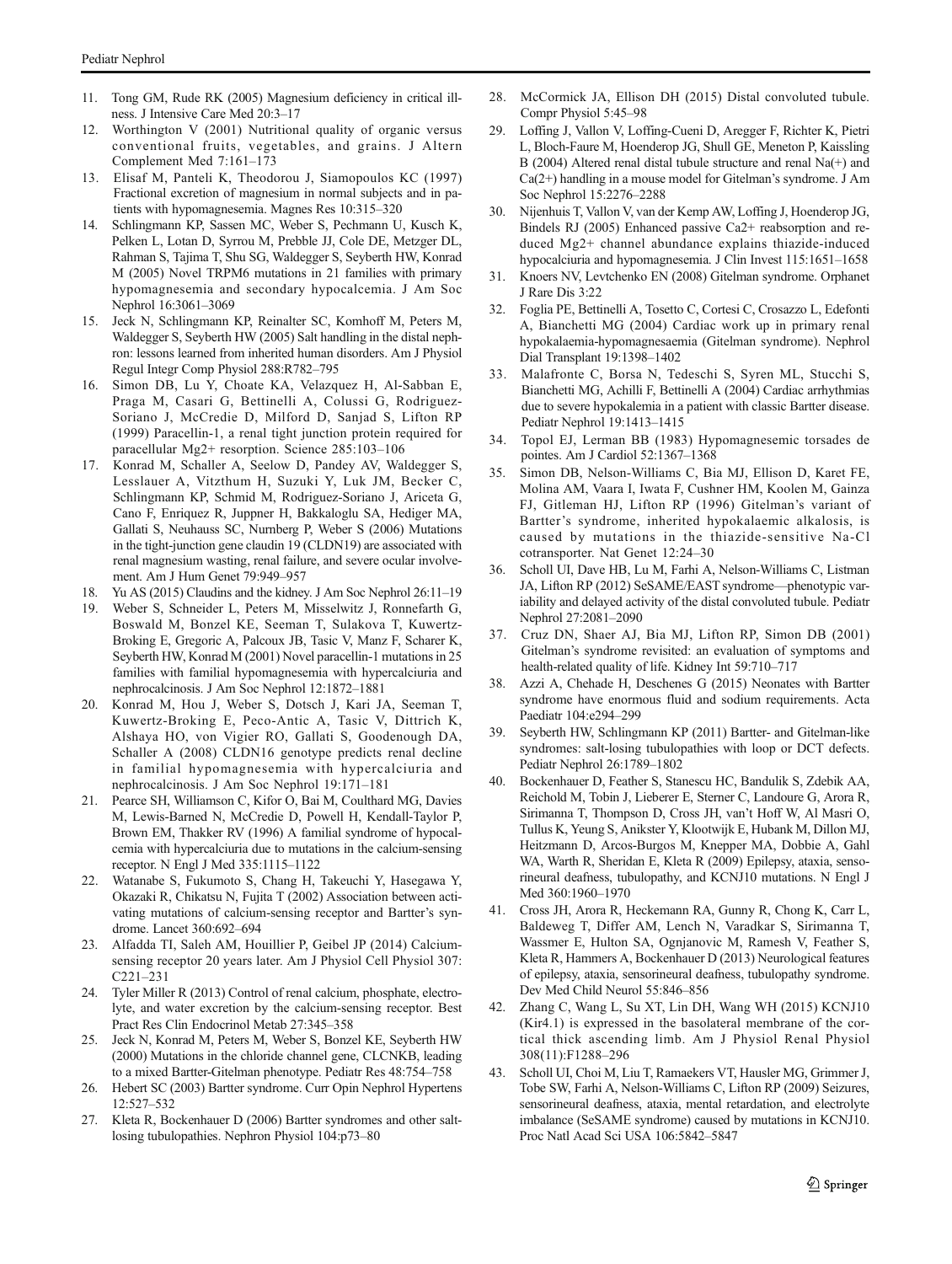11. Tong GM, Rude RK (2005) Magnesium deficiency in critical illness. J Intensive Care Med 20:3–17
12. Worthington V (2001) Nutritional quality of organic versus conventional fruits, vegetables, and grains. J Altern Complement Med 7:161–173
13. Elisaf M, Panteli K, Theodorou J, Siamopoulos KC (1997) Fractional excretion of magnesium in normal subjects and in patients with hypomagnesemia. Magnes Res 10:315–320
14. Schlingmann KP, Sassen MC, Weber S, Pechmann U, Kusch K, Pelken L, Lotan D, Syrrou M, Prebble JJ, Cole DE, Metzger DL, Rahman S, Tajima T, Shu SG, Waldegger S, Seyberth HW, Konrad M (2005) Novel TRPM6 mutations in 21 families with primary hypomagnesemia and secondary hypocalcemia. J Am Soc Nephrol 16:3061–3069
15. Jeck N, Schlingmann KP, Reinalter SC, Komhoff M, Peters M, Waldegger S, Seyberth HW (2005) Salt handling in the distal nephron: lessons learned from inherited human disorders. Am J Physiol Regul Integr Comp Physiol 288:R782–795
16. Simon DB, Lu Y, Choate KA, Velazquez H, Al-Sabban E, Praga M, Casari G, Bettinelli A, Colussi G, Rodriguez-Soriano J, McCredie D, Milford D, Sanjad S, Lifton RP (1999) Paracellin-1, a renal tight junction protein required for paracellular Mg2+ resorption. Science 285:103–106
17. Konrad M, Schaller A, Seelow D, Pandey AV, Waldegger S, Lesslauer A, Vitzthum H, Suzuki Y, Luk JM, Becker C, Schlingmann KP, Schmid M, Rodriguez-Soriano J, Ariceta G, Cano F, Enriquez R, Juppner H, Bakkaloglu SA, Hediger MA, Gallati S, Neuhauss SC, Nurnberg P, Weber S (2006) Mutations in the tight-junction gene claudin 19 (CLDN19) are associated with renal magnesium wasting, renal failure, and severe ocular involvement. Am J Hum Genet 79:949–957
18. Yu AS (2015) Claudins and the kidney. J Am Soc Nephrol 26:11–19
19. Weber S, Schneider L, Peters M, Misselwitz J, Ronnefarth G, Boswald M, Bonzel KE, Seeman T, Sulakova T, Kuwertz-Broking E, Gregoric A, Palcoux JB, Tasic V, Manz F, Scharer K, Seyberth HW, Konrad M (2001) Novel paracellin-1 mutations in 25 families with familial hypomagnesemia with hypercalciuria and nephrocalcinosis. J Am Soc Nephrol 12:1872–1881
20. Konrad M, Hou J, Weber S, Dotsch J, Kari JA, Seeman T, Kuwertz-Broking E, Peco-Antic A, Tasic V, Dittrich K, Alshaya HO, von Vigier RO, Gallati S, Goodenough DA, Schaller A (2008) CLDN16 genotype predicts renal decline in familial hypomagnesemia with hypercalciuria and nephrocalcinosis. J Am Soc Nephrol 19:171–181
21. Pearce SH, Williamson C, Kifor O, Bai M, Coulthard MG, Davies M, Lewis-Barned N, McCredie D, Powell H, Kendall-Taylor P, Brown EM, Thakker RV (1996) A familial syndrome of hypocalcemia with hypercalciuria due to mutations in the calcium-sensing receptor. N Engl J Med 335:1115–1122
22. Watanabe S, Fukumoto S, Chang H, Takeuchi Y, Hasegawa Y, Okazaki R, Chikatsu N, Fujita T (2002) Association between activating mutations of calcium-sensing receptor and Bartter's syndrome. Lancet 360:692–694
23. Alfadda TI, Saleh AM, Houillier P, Geibel JP (2014) Calcium-sensing receptor 20 years later. Am J Physiol Cell Physiol 307: C221–231
24. Tyler Miller R (2013) Control of renal calcium, phosphate, electrolyte, and water excretion by the calcium-sensing receptor. Best Pract Res Clin Endocrinol Metab 27:345–358
25. Jeck N, Konrad M, Peters M, Weber S, Bonzel KE, Seyberth HW (2000) Mutations in the chloride channel gene, CLCNKB, leading to a mixed Bartter-Gitelman phenotype. Pediatr Res 48:754–758
26. Hebert SC (2003) Bartter syndrome. Curr Opin Nephrol Hypertens 12:527–532
27. Kleta R, Bockenhauer D (2006) Bartter syndromes and other salt-losing tubulopathies. Nephron Physiol 104:p73–80
28. McCormick JA, Ellison DH (2015) Distal convoluted tubule. Compr Physiol 5:45–98
29. Loffing J, Vallon V, Loffing-Cueni D, Aregger F, Richter K, Pietri L, Bloch-Faure M, Hoenderop JG, Shull GE, Meneton P, Kaissling B (2004) Altered renal distal tubule structure and renal Na(+) and Ca(2+) handling in a mouse model for Gitelman's syndrome. J Am Soc Nephrol 15:2276–2288
30. Nijenhuis T, Vallon V, van der Kemp AW, Loffing J, Hoenderop JG, Bindels RJ (2005) Enhanced passive Ca2+ reabsorption and reduced Mg2+ channel abundance explains thiazide-induced hypocalciuria and hypomagnesemia. J Clin Invest 115:1651–1658
31. Knoers NV, Levtchenko EN (2008) Gitelman syndrome. Orphanet J Rare Dis 3:22
32. Foglia PE, Bettinelli A, Tosetto C, Cortesi C, Crosazzo L, Edefonti A, Bianchetti MG (2004) Cardiac work up in primary renal hypokalaemia-hypomagnesaemia (Gitelman syndrome). Nephrol Dial Transplant 19:1398–1402
33. Malafronte C, Borsa N, Tedeschi S, Syren ML, Stucchi S, Bianchetti MG, Achilli F, Bettinelli A (2004) Cardiac arrhythmias due to severe hypokalemia in a patient with classic Bartter disease. Pediatr Nephrol 19:1413–1415
34. Topol EJ, Lerman BB (1983) Hypomagnesemic torsades de pointes. Am J Cardiol 52:1367–1368
35. Simon DB, Nelson-Williams C, Bia MJ, Ellison D, Karet FE, Molina AM, Vaara I, Iwata F, Cushner HM, Koolen M, Gainza FJ, Gitleman HJ, Lifton RP (1996) Gitelman's variant of Bartter's syndrome, inherited hypokalaemic alkalosis, is caused by mutations in the thiazide-sensitive Na-Cl cotransporter. Nat Genet 12:24–30
36. Scholl UI, Dave HB, Lu M, Farhi A, Nelson-Williams C, Listman JA, Lifton RP (2012) SeSAME/EAST syndrome—phenotypic variability and delayed activity of the distal convoluted tubule. Pediatr Nephrol 27:2081–2090
37. Cruz DN, Shaer AJ, Bia MJ, Lifton RP, Simon DB (2001) Gitelman's syndrome revisited: an evaluation of symptoms and health-related quality of life. Kidney Int 59:710–717
38. Azzi A, Chehade H, Deschenes G (2015) Neonates with Bartter syndrome have enormous fluid and sodium requirements. Acta Paediatr 104:e294–299
39. Seyberth HW, Schlingmann KP (2011) Bartter- and Gitelman-like syndromes: salt-losing tubulopathies with loop or DCT defects. Pediatr Nephrol 26:1789–1802
40. Bockenhauer D, Feather S, Stanescu HC, Bandulik S, Zdebik AA, Reichold M, Tobin J, Lieberer E, Sterner C, Landoure G, Arora R, Sirimanna T, Thompson D, Cross JH, van't Hoff W, Al Masri O, Tullus K, Yeung S, Anikster Y, Klootwijk E, Hubank M, Dillon MJ, Heitzmann D, Arcos-Burgos M, Knepper MA, Dobbie A, Gahl WA, Warth R, Sheridan E, Kleta R (2009) Epilepsy, ataxia, sensorineural deafness, tubulopathy, and KCNJ10 mutations. N Engl J Med 360:1960–1970
41. Cross JH, Arora R, Heckemann RA, Gunny R, Chong K, Carr L, Baldeweg T, Differ AM, Lench N, Varadkar S, Sirimanna T, Wassmer E, Hulton SA, Ognjanovic M, Ramesh V, Feather S, Kleta R, Hammers A, Bockenhauer D (2013) Neurological features of epilepsy, ataxia, sensorineural deafness, tubulopathy syndrome. Dev Med Child Neurol 55:846–856
42. Zhang C, Wang L, Su XT, Lin DH, Wang WH (2015) KCNJ10 (Kir4.1) is expressed in the basolateral membrane of the cortical thick ascending limb. Am J Physiol Renal Physiol 308(11):F1288–296
43. Scholl UI, Choi M, Liu T, Ramaekers VT, Hausler MG, Grimmer J, Tobe SW, Farhi A, Nelson-Williams C, Lifton RP (2009) Seizures, sensorineural deafness, ataxia, mental retardation, and electrolyte imbalance (SeSAME syndrome) caused by mutations in KCNJ10. Proc Natl Acad Sci USA 106:5842–5847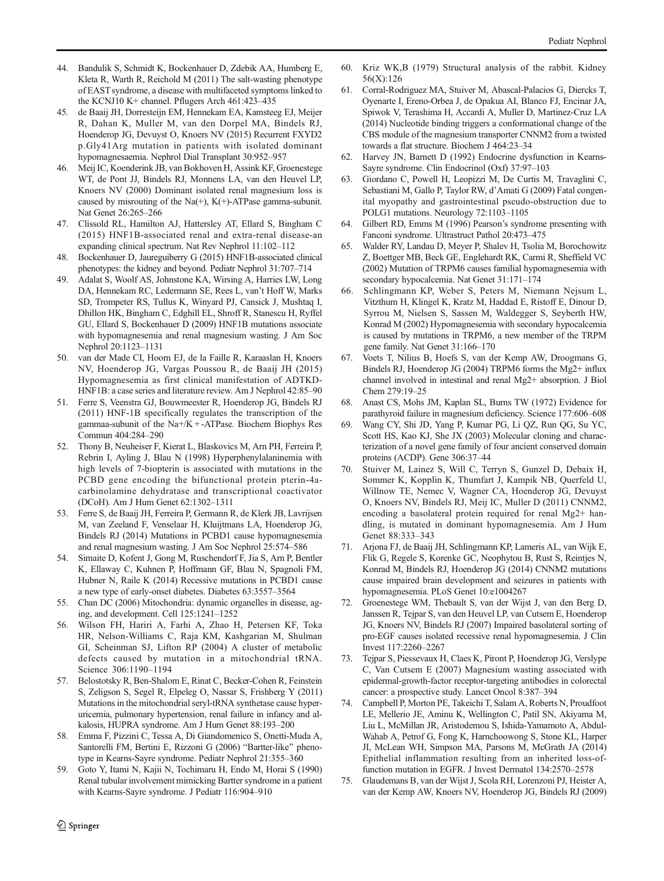44. Bandulik S, Schmidt K, Bockenhauer D, Zdebik AA, Humberg E, Kleta R, Warth R, Reichold M (2011) The salt-wasting phenotype of EAST syndrome, a disease with multifaceted symptoms linked to the KCNJ10 K+ channel. Pflugers Arch 461:423–435
45. de Baaij JH, Dorresteijn EM, Hennekam EA, Kamsteeg EJ, Meijer R, Dahan K, Muller M, van den Dorpel MA, Bindels RJ, Hoenderop JG, Devuyst O, Knoers NV (2015) Recurrent FXYD2 p.Gly41Arg mutation in patients with isolated dominant hypomagnesaemia. Nephrol Dial Transplant 30:952–957
46. Meij IC, Koenderink JB, van Bokhoven H, Assink KF, Groenestege WT, de Pont JJ, Bindels RJ, Monnens LA, van den Heuvel LP, Knoers NV (2000) Dominant isolated renal magnesium loss is caused by misrouting of the Na(+), K(+)-ATPase gamma-subunit. Nat Genet 26:265–266
47. Clissold RL, Hamilton AJ, Hattersley AT, Ellard S, Bingham C (2015) HNF1B-associated renal and extra-renal disease-an expanding clinical spectrum. Nat Rev Nephrol 11:102–112
48. Bockenhauer D, Jaureguiberry G (2015) HNF1B-associated clinical phenotypes: the kidney and beyond. Pediatr Nephrol 31:707–714
49. Adalat S, Woolf AS, Johnstone KA, Wirsing A, Harries LW, Long DA, Hennekam RC, Ledermann SE, Rees L, van't Hoff W, Marks SD, Trompeter RS, Tullus K, Winyard PJ, Cansick J, Mushtaq I, Dhillon HK, Bingham C, Edghill EL, Shroff R, Stanescu H, Ryffel GU, Ellard S, Bockenhauer D (2009) HNF1B mutations associate with hypomagnesemia and renal magnesium wasting. J Am Soc Nephrol 20:1123–1131
50. van der Made CI, Hoorn EJ, de la Faille R, Karaaslan H, Knoers NV, Hoenderop JG, Vargas Poussou R, de Baaij JH (2015) Hypomagnesemia as first clinical manifestation of ADTKD-HNF1B: a case series and literature review. Am J Nephrol 42:85–90
51. Ferre S, Veenstra GJ, Bouwmeester R, Hoenderop JG, Bindels RJ (2011) HNF-1B specifically regulates the transcription of the gammaa-subunit of the Na+/K+-ATPase. Biochem Biophys Res Commun 404:284–290
52. Thony B, Neuheiser F, Kierat L, Blaskovics M, Arn PH, Ferreira P, Rebrin I, Ayling J, Blau N (1998) Hyperphenylalaninemia with high levels of 7-biopterin is associated with mutations in the PCBD gene encoding the bifunctional protein pterin-4a-carbinolamine dehydratase and transcriptional coactivator (DCoH). Am J Hum Genet 62:1302–1311
53. Ferre S, de Baaij JH, Ferreira P, Germann R, de Klerk JB, Lavrijsen M, van Zeeland F, Venselaar H, Kluijtmans LA, Hoenderop JG, Bindels RJ (2014) Mutations in PCBD1 cause hypomagnesemia and renal magnesium wasting. J Am Soc Nephrol 25:574–586
54. Simaite D, Kofent J, Gong M, Ruschendorf F, Jia S, Arn P, Bentler K, Ellaway C, Kuhnen P, Hoffmann GF, Blau N, Spagnoli FM, Hubner N, Raile K (2014) Recessive mutations in PCBD1 cause a new type of early-onset diabetes. Diabetes 63:3557–3564
55. Chan DC (2006) Mitochondria: dynamic organelles in disease, aging, and development. Cell 125:1241–1252
56. Wilson FH, Hariri A, Farhi A, Zhao H, Petersen KF, Toka HR, Nelson-Williams C, Raja KM, Kashgarian M, Shulman GI, Scheinman SJ, Lifton RP (2004) A cluster of metabolic defects caused by mutation in a mitochondrial tRNA. Science 306:1190–1194
57. Belostotsky R, Ben-Shalom E, Rinat C, Becker-Cohen R, Feinstein S, Zeligson S, Segel R, Elpeleg O, Nassar S, Frishberg Y (2011) Mutations in the mitochondrial seryl-tRNA synthetase cause hyperuricemia, pulmonary hypertension, renal failure in infancy and alkalosis, HUPRA syndrome. Am J Hum Genet 88:193–200
58. Emma F, Pizzini C, Tessa A, Di Giandomenico S, Onetti-Muda A, Santorelli FM, Bertini E, Rizzoni G (2006) "Bartter-like" phenotype in Kearns-Sayre syndrome. Pediatr Nephrol 21:355–360
59. Goto Y, Itami N, Kajii N, Tochimaru H, Endo M, Horai S (1990) Renal tubular involvement mimicking Bartter syndrome in a patient with Kearns-Sayre syndrome. J Pediatr 116:904–910
60. Kriz WK,B (1979) Structural analysis of the rabbit. Kidney 56(X):126
61. Corral-Rodriguez MA, Stuiver M, Abascal-Palacios G, Diercks T, Oyenarte I, Ereno-Orbea J, de Opakua AI, Blanco FJ, Encinar JA, Spiwok V, Terashima H, Accardi A, Muller D, Martinez-Cruz LA (2014) Nucleotide binding triggers a conformational change of the CBS module of the magnesium transporter CNNM2 from a twisted towards a flat structure. Biochem J 464:23–34
62. Harvey JN, Barnett D (1992) Endocrine dysfunction in Kearns-Sayre syndrome. Clin Endocrinol (Oxf) 37:97–103
63. Giordano C, Powell H, Leopizzi M, De Curtis M, Travaglini C, Sebastiani M, Gallo P, Taylor RW, d'Amati G (2009) Fatal congenital myopathy and gastrointestinal pseudo-obstruction due to POLG1 mutations. Neurology 72:1103–1105
64. Gilbert RD, Emms M (1996) Pearson's syndrome presenting with Fanconi syndrome. Ultrastruct Pathol 20:473–475
65. Walder RY, Landau D, Meyer P, Shalev H, Tsolia M, Borochowitz Z, Boettger MB, Beck GE, Englehardt RK, Carmi R, Sheffield VC (2002) Mutation of TRPM6 causes familial hypomagnesemia with secondary hypocalcemia. Nat Genet 31:171–174
66. Schlingmann KP, Weber S, Peters M, Niemann Nejsum L, Vitzthum H, Klingel K, Kratz M, Haddad E, Ristoff E, Dinour D, Syrrou M, Nielsen S, Sassen M, Waldegger S, Seyberth HW, Konrad M (2002) Hypomagnesemia with secondary hypocalcemia is caused by mutations in TRPM6, a new member of the TRPM gene family. Nat Genet 31:166–170
67. Voets T, Nilius B, Hoefs S, van der Kemp AW, Droogmans G, Bindels RJ, Hoenderop JG (2004) TRPM6 forms the Mg2+ influx channel involved in intestinal and renal Mg2+ absorption. J Biol Chem 279:19–25
68. Anast CS, Mohs JM, Kaplan SL, Burns TW (1972) Evidence for parathyroid failure in magnesium deficiency. Science 177:606–608
69. Wang CY, Shi JD, Yang P, Kumar PG, Li QZ, Run QG, Su YC, Scott HS, Kao KJ, She JX (2003) Molecular cloning and characterization of a novel gene family of four ancient conserved domain proteins (ACDP). Gene 306:37–44
70. Stuiver M, Lainez S, Will C, Terryn S, Gunzel D, Debaix H, Sommer K, Kopplin K, Thumfart J, Kampik NB, Querfeld U, Willnow TE, Nemec V, Wagner CA, Hoenderop JG, Devuyst O, Knoers NV, Bindels RJ, Meij IC, Muller D (2011) CNNM2, encoding a basolateral protein required for renal Mg2+ handling, is mutated in dominant hypomagnesemia. Am J Hum Genet 88:333–343
71. Arjona FJ, de Baaij JH, Schlingmann KP, Lameris AL, van Wijk E, Flik G, Regele S, Korenke GC, Neophytou B, Rust S, Reintjes N, Konrad M, Bindels RJ, Hoenderop JG (2014) CNNM2 mutations cause impaired brain development and seizures in patients with hypomagnesemia. PLoS Genet 10:e1004267
72. Groenestege WM, Thebault S, van der Wijst J, van den Berg D, Janssen R, Tejpar S, van den Heuvel LP, van Cutsem E, Hoenderop JG, Knoers NV, Bindels RJ (2007) Impaired basolateral sorting of pro-EGF causes isolated recessive renal hypomagnesemia. J Clin Invest 117:2260–2267
73. Tejpar S, Piessevaux H, Claes K, Piront P, Hoenderop JG, Verslype C, Van Cutsem E (2007) Magnesium wasting associated with epidermal-growth-factor receptor-targeting antibodies in colorectal cancer: a prospective study. Lancet Oncol 8:387–394
74. Campbell P, Morton PE, Takeichi T, Salam A, Roberts N, Proudfoot LE, Mellerio JE, Aminu K, Wellington C, Patil SN, Akiyama M, Liu L, McMillan JR, Aristodemou S, Ishida-Yamamoto A, Abdul-Wahab A, Petrof G, Fong K, Harnchoowong S, Stone KL, Harper JI, McLean WH, Simpson MA, Parsons M, McGrath JA (2014) Epithelial inflammation resulting from an inherited loss-of-function mutation in EGFR. J Invest Dermatol 134:2570–2578
75. Glaudemans B, van der Wijst J, Scola RH, Lorenzoni PJ, Heister A, van der Kemp AW, Knoers NV, Hoenderop JG, Bindels RJ (2009)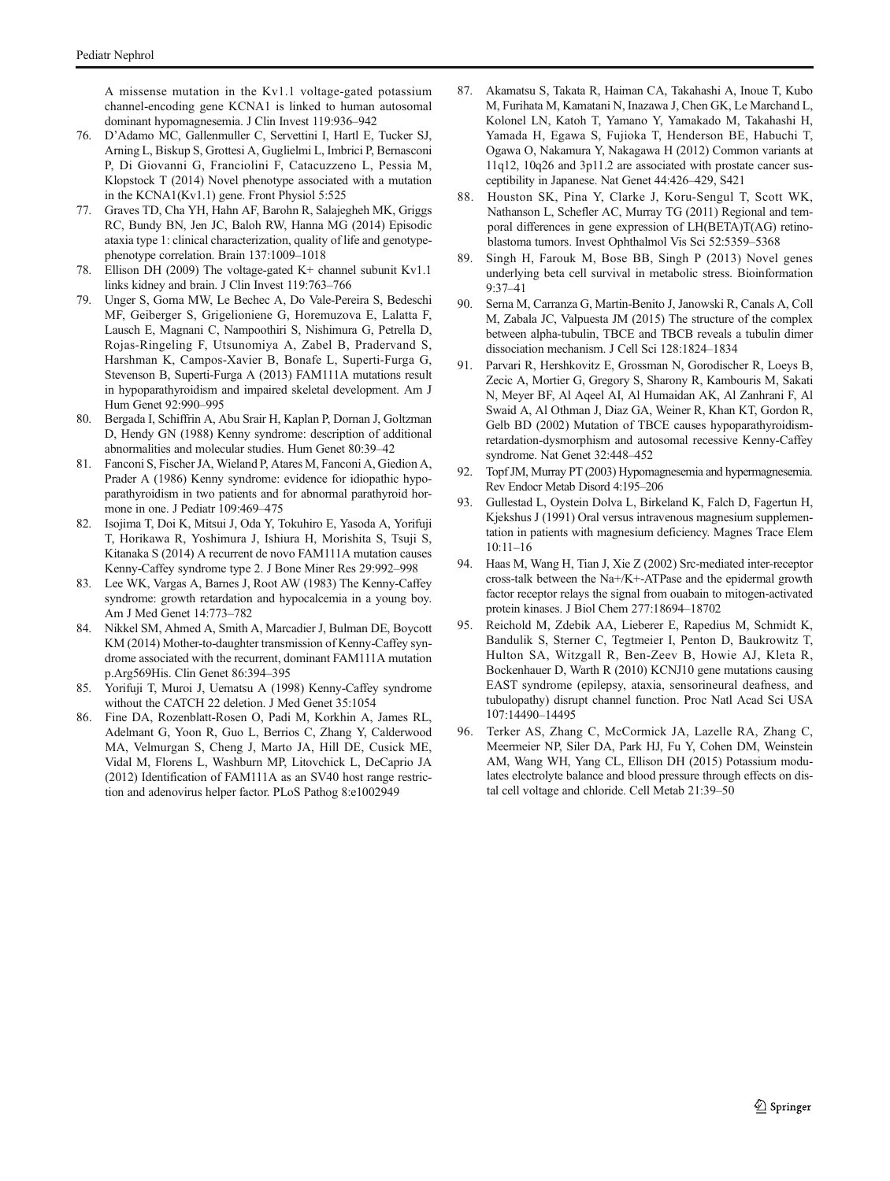A missense mutation in the Kv1.1 voltage-gated potassium channel-encoding gene KCNA1 is linked to human autosomal dominant hypomagnesemia. J Clin Invest 119:936–942

76. D'Adamo MC, Gallenmuller C, Servettini I, Hartl E, Tucker SJ, Arning L, Biskup S, Grottesi A, Guglielmi L, Imbrici P, Bernasconi P, Di Giovanni G, Franciolini F, Catacuzzeno L, Pessia M, Klopstock T (2014) Novel phenotype associated with a mutation in the KCNA1(Kv1.1) gene. Front Physiol 5:525
77. Graves TD, Cha YH, Hahn AF, Barohn R, Salajegheh MK, Griggs RC, Bundy BN, Jen JC, Baloh RW, Hanna MG (2014) Episodic ataxia type 1: clinical characterization, quality of life and genotype-phenotype correlation. Brain 137:1009–1018
78. Ellison DH (2009) The voltage-gated K+ channel subunit Kv1.1 links kidney and brain. J Clin Invest 119:763–766
79. Unger S, Gorna MW, Le Bechec A, Do Vale-Pereira S, Bedeschi MF, Geiberger S, Grigelioniene G, Horemuzova E, Lalatta F, Lausch E, Magnani C, Nampoothiri S, Nishimura G, Petrella D, Rojas-Ringeling F, Utsunomiya A, Zabel B, Pradervand S, Harshman K, Campos-Xavier B, Bonafe L, Superti-Furga G, Stevenson B, Superti-Furga A (2013) FAM111A mutations result in hypoparathyroidism and impaired skeletal development. Am J Hum Genet 92:990–995
80. Bergada I, Schiffrin A, Abu Srair H, Kaplan P, Dornan J, Goltzman D, Hendy GN (1988) Kenny syndrome: description of additional abnormalities and molecular studies. Hum Genet 80:39–42
81. Fanconi S, Fischer JA, Wieland P, Atares M, Fanconi A, Giedion A, Prader A (1986) Kenny syndrome: evidence for idiopathic hypoparathyroidism in two patients and for abnormal parathyroid hormone in one. J Pediatr 109:469–475
82. Isojima T, Doi K, Mitsui J, Oda Y, Tokuhiro E, Yasoda A, Yorifuji T, Horikawa R, Yoshimura J, Ishiura H, Morishita S, Tsuji S, Kitanaka S (2014) A recurrent de novo FAM111A mutation causes Kenny-Caffey syndrome type 2. J Bone Miner Res 29:992–998
83. Lee WK, Vargas A, Barnes J, Root AW (1983) The Kenny-Caffey syndrome: growth retardation and hypocalcemia in a young boy. Am J Med Genet 14:773–782
84. Nikkel SM, Ahmed A, Smith A, Marcadier J, Bulman DE, Boycott KM (2014) Mother-to-daughter transmission of Kenny-Caffey syndrome associated with the recurrent, dominant FAM111A mutation p.Arg569His. Clin Genet 86:394–395
85. Yorifuji T, Muroi J, Uematsu A (1998) Kenny-Caffey syndrome without the CATCH 22 deletion. J Med Genet 35:1054
86. Fine DA, Rozenblatt-Rosen O, Padi M, Korkhin A, James RL, Adelmant G, Yoon R, Guo L, Berrios C, Zhang Y, Calderwood MA, Velmurgan S, Cheng J, Marto JA, Hill DE, Cusick ME, Vidal M, Florens L, Washburn MP, Litovchick L, DeCaprio JA (2012) Identification of FAM111A as an SV40 host range restriction and adenovirus helper factor. PLoS Pathog 8:e1002949
87. Akamatsu S, Takata R, Haiman CA, Takahashi A, Inoue T, Kubo M, Furihata M, Kamatani N, Inazawa J, Chen GK, Le Marchand L, Kolonel LN, Katoh T, Yamano Y, Yamakado M, Takahashi H, Yamada H, Egawa S, Fujioka T, Henderson BE, Habuchi T, Ogawa O, Nakamura Y, Nakagawa H (2012) Common variants at 11q12, 10q26 and 3p11.2 are associated with prostate cancer susceptibility in Japanese. Nat Genet 44:426–429, S421
88. Houston SK, Pina Y, Clarke J, Koru-Sengul T, Scott WK, Nathanson L, Schefler AC, Murray TG (2011) Regional and temporal differences in gene expression of LH(BETA)T(AG) retinoblastoma tumors. Invest Ophthalmol Vis Sci 52:5359–5368
89. Singh H, Farouk M, Bose BB, Singh P (2013) Novel genes underlying beta cell survival in metabolic stress. Bioinformation 9:37–41
90. Serna M, Carranza G, Martin-Benito J, Janowski R, Canals A, Coll M, Zabala JC, Valpuesta JM (2015) The structure of the complex between alpha-tubulin, TBCE and TBCB reveals a tubulin dimer dissociation mechanism. J Cell Sci 128:1824–1834
91. Parvari R, Hershkovitz E, Grossman N, Gorodischer R, Loeys B, Zecic A, Mortier G, Gregory S, Sharony R, Kambouris M, Sakati N, Meyer BF, Al Aqeel AI, Al Humaidan AK, Al Zanhrani F, Al Swaid A, Al Othman J, Diaz GA, Weiner R, Khan KT, Gordon R, Gelb BD (2002) Mutation of TBCE causes hypoparathyroidism-retardation-dysmorphism and autosomal recessive Kenny-Caffey syndrome. Nat Genet 32:448–452
92. Topf JM, Murray PT (2003) Hypomagnesemia and hypermagnesemia. Rev Endocr Metab Disord 4:195–206
93. Gullestad L, Oystein Dolva L, Birkeland K, Falch D, Fagertun H, Kjekshus J (1991) Oral versus intravenous magnesium supplementation in patients with magnesium deficiency. Magnes Trace Elem 10:11–16
94. Haas M, Wang H, Tian J, Xie Z (2002) Src-mediated inter-receptor cross-talk between the Na+/K+-ATPase and the epidermal growth factor receptor relays the signal from ouabain to mitogen-activated protein kinases. J Biol Chem 277:18694–18702
95. Reichold M, Zdebik AA, Lieberer E, Rapedius M, Schmidt K, Bandulik S, Sterner C, Tegtmeier I, Penton D, Baukrowitz T, Hulton SA, Witzgall R, Ben-Zeev B, Howie AJ, Kleta R, Bockenhauer D, Warth R (2010) KCNJ10 gene mutations causing EAST syndrome (epilepsy, ataxia, sensorineural deafness, and tubulopathy) disrupt channel function. Proc Natl Acad Sci USA 107:14490–14495
96. Terker AS, Zhang C, McCormick JA, Lazelle RA, Zhang C, Meermeier NP, Siler DA, Park HJ, Fu Y, Cohen DM, Weinstein AM, Wang WH, Yang CL, Ellison DH (2015) Potassium modulates electrolyte balance and blood pressure through effects on distal cell voltage and chloride. Cell Metab 21:39–50